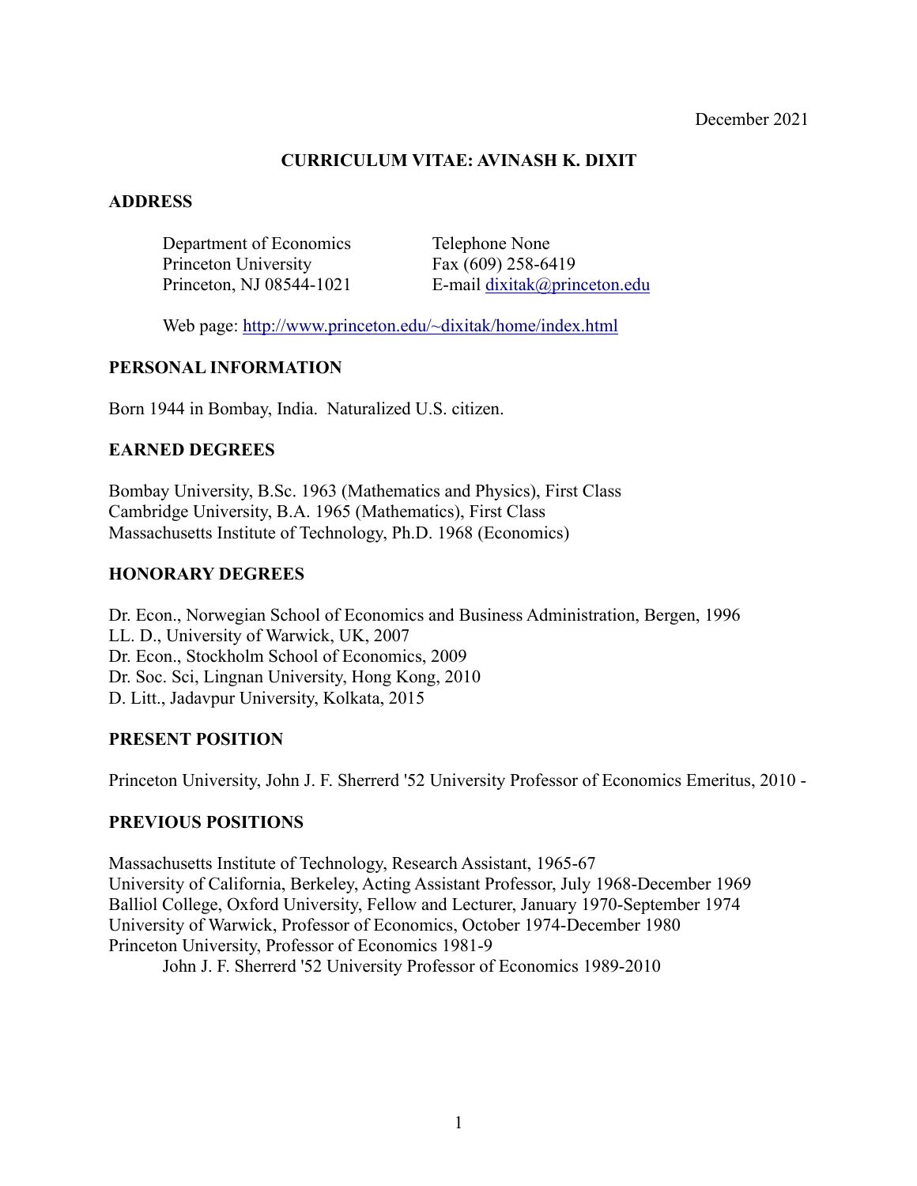December 2021

# CURRICULUM VITAE: AVINASH K. DIXIT

## ADDRESS

Department of Economics
Princeton University
Princeton, NJ 08544-1021

Telephone None
Fax (609) 258-6419
E-mail dixitak@princeton.edu

Web page: http://www.princeton.edu/~dixitak/home/index.html

## PERSONAL INFORMATION

Born 1944 in Bombay, India. Naturalized U.S. citizen.

## EARNED DEGREES

Bombay University, B.Sc. 1963 (Mathematics and Physics), First Class
Cambridge University, B.A. 1965 (Mathematics), First Class
Massachusetts Institute of Technology, Ph.D. 1968 (Economics)

## HONORARY DEGREES

Dr. Econ., Norwegian School of Economics and Business Administration, Bergen, 1996
LL. D., University of Warwick, UK, 2007
Dr. Econ., Stockholm School of Economics, 2009
Dr. Soc. Sci, Lingnan University, Hong Kong, 2010
D. Litt., Jadavpur University, Kolkata, 2015

## PRESENT POSITION

Princeton University, John J. F. Sherrerd '52 University Professor of Economics Emeritus, 2010 -

## PREVIOUS POSITIONS

Massachusetts Institute of Technology, Research Assistant, 1965-67
University of California, Berkeley, Acting Assistant Professor, July 1968-December 1969
Balliol College, Oxford University, Fellow and Lecturer, January 1970-September 1974
University of Warwick, Professor of Economics, October 1974-December 1980
Princeton University, Professor of Economics 1981-9
John J. F. Sherrerd '52 University Professor of Economics 1989-2010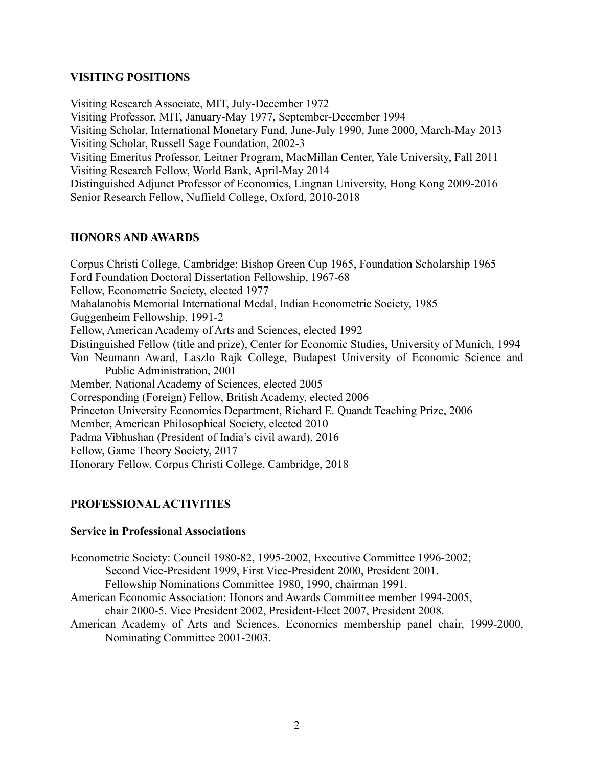## VISITING POSITIONS

Visiting Research Associate, MIT, July-December 1972
Visiting Professor, MIT, January-May 1977, September-December 1994
Visiting Scholar, International Monetary Fund, June-July 1990, June 2000, March-May 2013
Visiting Scholar, Russell Sage Foundation, 2002-3
Visiting Emeritus Professor, Leitner Program, MacMillan Center, Yale University, Fall 2011
Visiting Research Fellow, World Bank, April-May 2014
Distinguished Adjunct Professor of Economics, Lingnan University, Hong Kong 2009-2016
Senior Research Fellow, Nuffield College, Oxford, 2010-2018

## HONORS AND AWARDS

Corpus Christi College, Cambridge: Bishop Green Cup 1965, Foundation Scholarship 1965
Ford Foundation Doctoral Dissertation Fellowship, 1967-68
Fellow, Econometric Society, elected 1977
Mahalanobis Memorial International Medal, Indian Econometric Society, 1985
Guggenheim Fellowship, 1991-2
Fellow, American Academy of Arts and Sciences, elected 1992
Distinguished Fellow (title and prize), Center for Economic Studies, University of Munich, 1994
Von Neumann Award, Laszlo Rajk College, Budapest University of Economic Science and Public Administration, 2001
Member, National Academy of Sciences, elected 2005
Corresponding (Foreign) Fellow, British Academy, elected 2006
Princeton University Economics Department, Richard E. Quandt Teaching Prize, 2006
Member, American Philosophical Society, elected 2010
Padma Vibhushan (President of India's civil award), 2016
Fellow, Game Theory Society, 2017
Honorary Fellow, Corpus Christi College, Cambridge, 2018

## PROFESSIONAL ACTIVITIES

### Service in Professional Associations

Econometric Society: Council 1980-82, 1995-2002, Executive Committee 1996-2002;
Second Vice-President 1999, First Vice-President 2000, President 2001.
Fellowship Nominations Committee 1980, 1990, chairman 1991.

American Economic Association: Honors and Awards Committee member 1994-2005,
chair 2000-5. Vice President 2002, President-Elect 2007, President 2008.

American Academy of Arts and Sciences, Economics membership panel chair, 1999-2000,
Nominating Committee 2001-2003.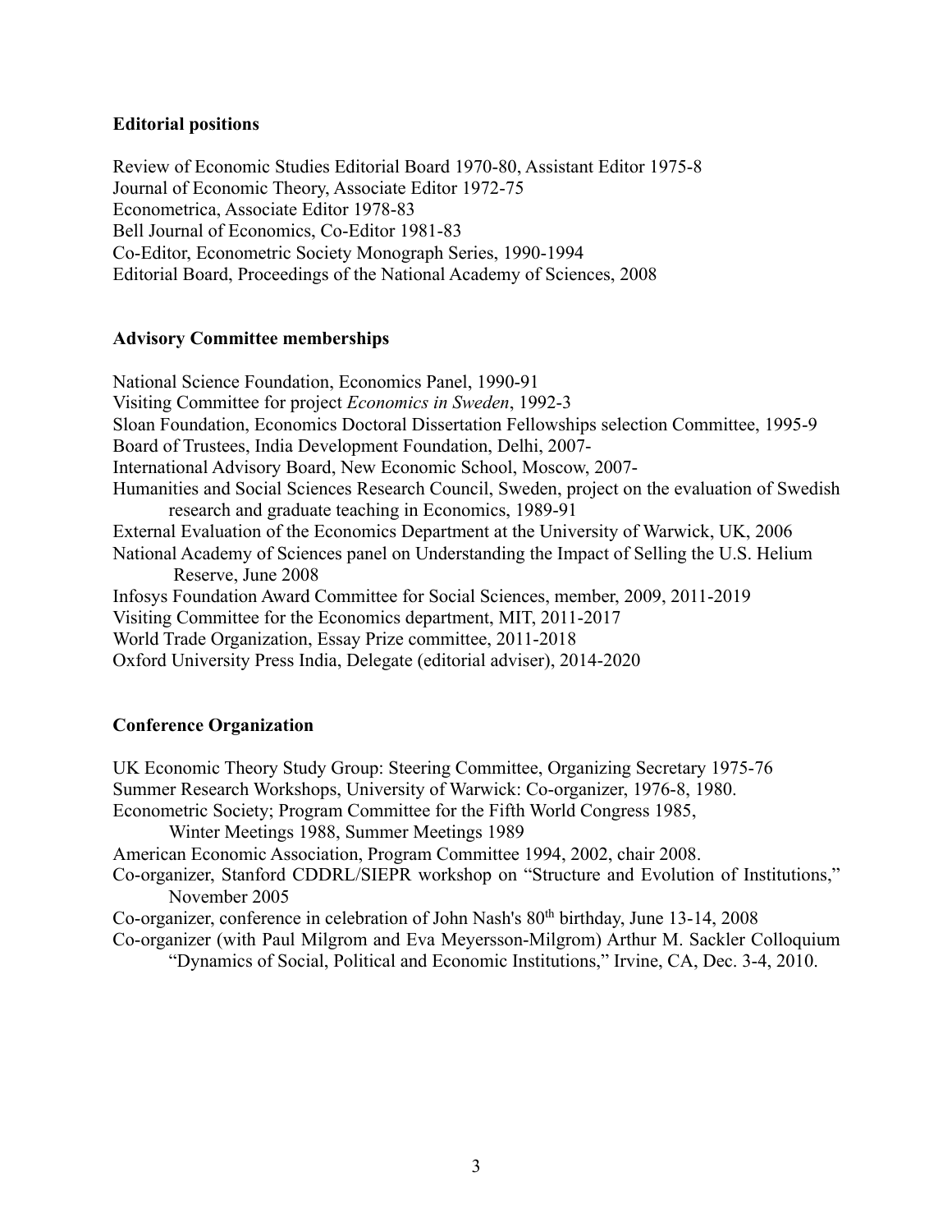**Editorial positions**

Review of Economic Studies Editorial Board 1970-80, Assistant Editor 1975-8
Journal of Economic Theory, Associate Editor 1972-75
Econometrica, Associate Editor 1978-83
Bell Journal of Economics, Co-Editor 1981-83
Co-Editor, Econometric Society Monograph Series, 1990-1994
Editorial Board, Proceedings of the National Academy of Sciences, 2008

**Advisory Committee memberships**

National Science Foundation, Economics Panel, 1990-91
Visiting Committee for project *Economics in Sweden*, 1992-3
Sloan Foundation, Economics Doctoral Dissertation Fellowships selection Committee, 1995-9
Board of Trustees, India Development Foundation, Delhi, 2007-
International Advisory Board, New Economic School, Moscow, 2007-
Humanities and Social Sciences Research Council, Sweden, project on the evaluation of Swedish research and graduate teaching in Economics, 1989-91
External Evaluation of the Economics Department at the University of Warwick, UK, 2006
National Academy of Sciences panel on Understanding the Impact of Selling the U.S. Helium Reserve, June 2008
Infosys Foundation Award Committee for Social Sciences, member, 2009, 2011-2019
Visiting Committee for the Economics department, MIT, 2011-2017
World Trade Organization, Essay Prize committee, 2011-2018
Oxford University Press India, Delegate (editorial adviser), 2014-2020

**Conference Organization**

UK Economic Theory Study Group: Steering Committee, Organizing Secretary 1975-76
Summer Research Workshops, University of Warwick: Co-organizer, 1976-8, 1980.
Econometric Society; Program Committee for the Fifth World Congress 1985, Winter Meetings 1988, Summer Meetings 1989
American Economic Association, Program Committee 1994, 2002, chair 2008.
Co-organizer, Stanford CDDRL/SIEPR workshop on "Structure and Evolution of Institutions," November 2005
Co-organizer, conference in celebration of John Nash's 80th birthday, June 13-14, 2008
Co-organizer (with Paul Milgrom and Eva Meyersson-Milgrom) Arthur M. Sackler Colloquium "Dynamics of Social, Political and Economic Institutions," Irvine, CA, Dec. 3-4, 2010.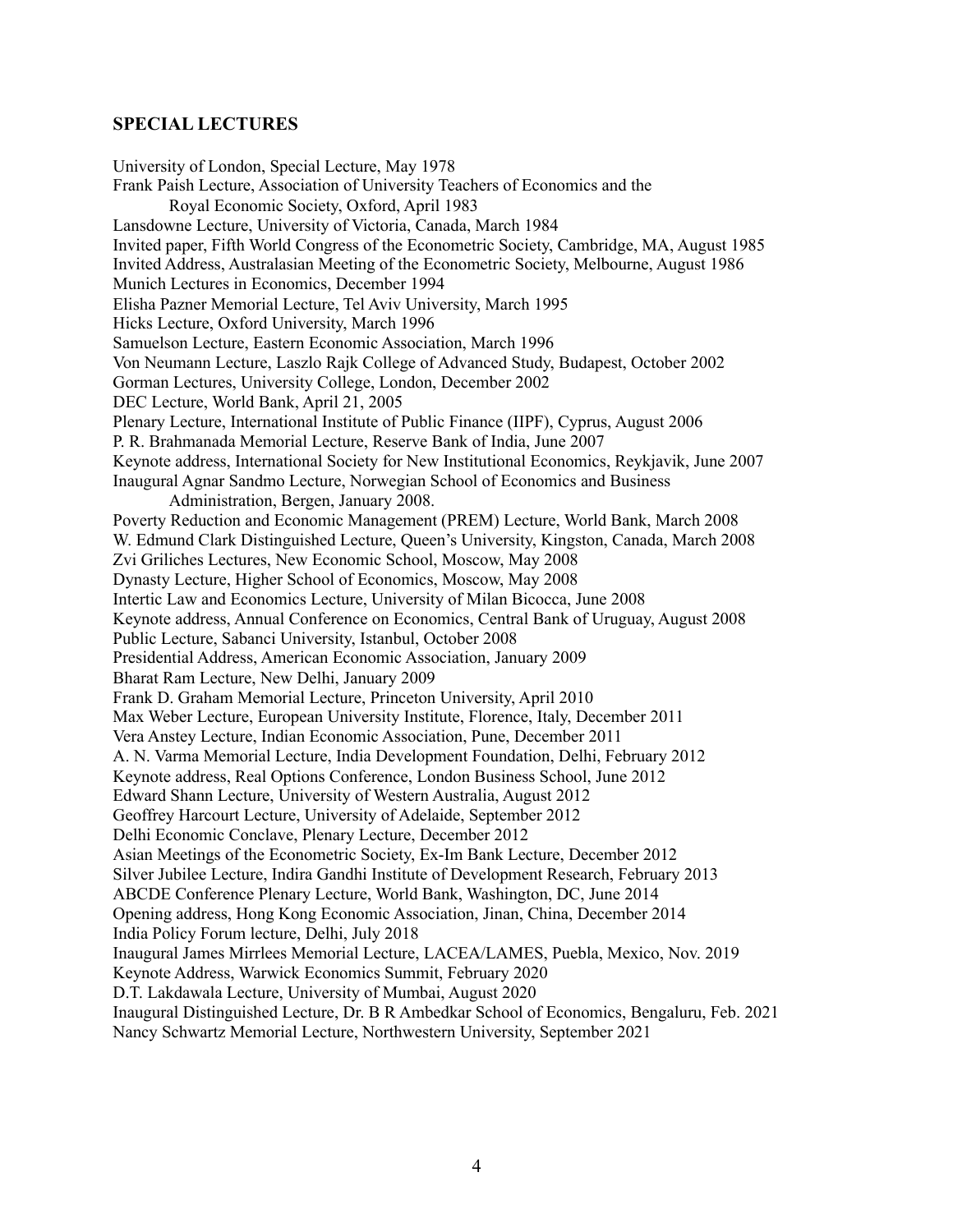## SPECIAL LECTURES

University of London, Special Lecture, May 1978
Frank Paish Lecture, Association of University Teachers of Economics and the Royal Economic Society, Oxford, April 1983
Lansdowne Lecture, University of Victoria, Canada, March 1984
Invited paper, Fifth World Congress of the Econometric Society, Cambridge, MA, August 1985
Invited Address, Australasian Meeting of the Econometric Society, Melbourne, August 1986
Munich Lectures in Economics, December 1994
Elisha Pazner Memorial Lecture, Tel Aviv University, March 1995
Hicks Lecture, Oxford University, March 1996
Samuelson Lecture, Eastern Economic Association, March 1996
Von Neumann Lecture, Laszlo Rajk College of Advanced Study, Budapest, October 2002
Gorman Lectures, University College, London, December 2002
DEC Lecture, World Bank, April 21, 2005
Plenary Lecture, International Institute of Public Finance (IIPF), Cyprus, August 2006
P. R. Brahmanada Memorial Lecture, Reserve Bank of India, June 2007
Keynote address, International Society for New Institutional Economics, Reykjavik, June 2007
Inaugural Agnar Sandmo Lecture, Norwegian School of Economics and Business Administration, Bergen, January 2008.
Poverty Reduction and Economic Management (PREM) Lecture, World Bank, March 2008
W. Edmund Clark Distinguished Lecture, Queen's University, Kingston, Canada, March 2008
Zvi Griliches Lectures, New Economic School, Moscow, May 2008
Dynasty Lecture, Higher School of Economics, Moscow, May 2008
Intertic Law and Economics Lecture, University of Milan Bicocca, June 2008
Keynote address, Annual Conference on Economics, Central Bank of Uruguay, August 2008
Public Lecture, Sabanci University, Istanbul, October 2008
Presidential Address, American Economic Association, January 2009
Bharat Ram Lecture, New Delhi, January 2009
Frank D. Graham Memorial Lecture, Princeton University, April 2010
Max Weber Lecture, European University Institute, Florence, Italy, December 2011
Vera Anstey Lecture, Indian Economic Association, Pune, December 2011
A. N. Varma Memorial Lecture, India Development Foundation, Delhi, February 2012
Keynote address, Real Options Conference, London Business School, June 2012
Edward Shann Lecture, University of Western Australia, August 2012
Geoffrey Harcourt Lecture, University of Adelaide, September 2012
Delhi Economic Conclave, Plenary Lecture, December 2012
Asian Meetings of the Econometric Society, Ex-Im Bank Lecture, December 2012
Silver Jubilee Lecture, Indira Gandhi Institute of Development Research, February 2013
ABCDE Conference Plenary Lecture, World Bank, Washington, DC, June 2014
Opening address, Hong Kong Economic Association, Jinan, China, December 2014
India Policy Forum lecture, Delhi, July 2018
Inaugural James Mirrlees Memorial Lecture, LACEA/LAMES, Puebla, Mexico, Nov. 2019
Keynote Address, Warwick Economics Summit, February 2020
D.T. Lakdawala Lecture, University of Mumbai, August 2020
Inaugural Distinguished Lecture, Dr. B R Ambedkar School of Economics, Bengaluru, Feb. 2021
Nancy Schwartz Memorial Lecture, Northwestern University, September 2021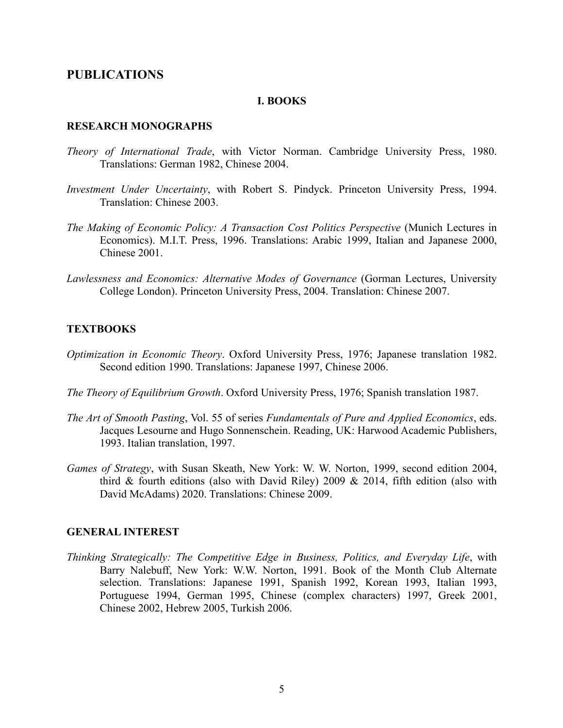## PUBLICATIONS

### I. BOOKS

#### RESEARCH MONOGRAPHS

*Theory of International Trade*, with Victor Norman. Cambridge University Press, 1980. Translations: German 1982, Chinese 2004.

*Investment Under Uncertainty*, with Robert S. Pindyck. Princeton University Press, 1994. Translation: Chinese 2003.

*The Making of Economic Policy: A Transaction Cost Politics Perspective* (Munich Lectures in Economics). M.I.T. Press, 1996. Translations: Arabic 1999, Italian and Japanese 2000, Chinese 2001.

*Lawlessness and Economics: Alternative Modes of Governance* (Gorman Lectures, University College London). Princeton University Press, 2004. Translation: Chinese 2007.

#### TEXTBOOKS

*Optimization in Economic Theory*. Oxford University Press, 1976; Japanese translation 1982. Second edition 1990. Translations: Japanese 1997, Chinese 2006.

*The Theory of Equilibrium Growth*. Oxford University Press, 1976; Spanish translation 1987.

*The Art of Smooth Pasting*, Vol. 55 of series *Fundamentals of Pure and Applied Economics*, eds. Jacques Lesourne and Hugo Sonnenschein. Reading, UK: Harwood Academic Publishers, 1993. Italian translation, 1997.

*Games of Strategy*, with Susan Skeath, New York: W. W. Norton, 1999, second edition 2004, third & fourth editions (also with David Riley) 2009 & 2014, fifth edition (also with David McAdams) 2020. Translations: Chinese 2009.

#### GENERAL INTEREST

*Thinking Strategically: The Competitive Edge in Business, Politics, and Everyday Life*, with Barry Nalebuff, New York: W.W. Norton, 1991. Book of the Month Club Alternate selection. Translations: Japanese 1991, Spanish 1992, Korean 1993, Italian 1993, Portuguese 1994, German 1995, Chinese (complex characters) 1997, Greek 2001, Chinese 2002, Hebrew 2005, Turkish 2006.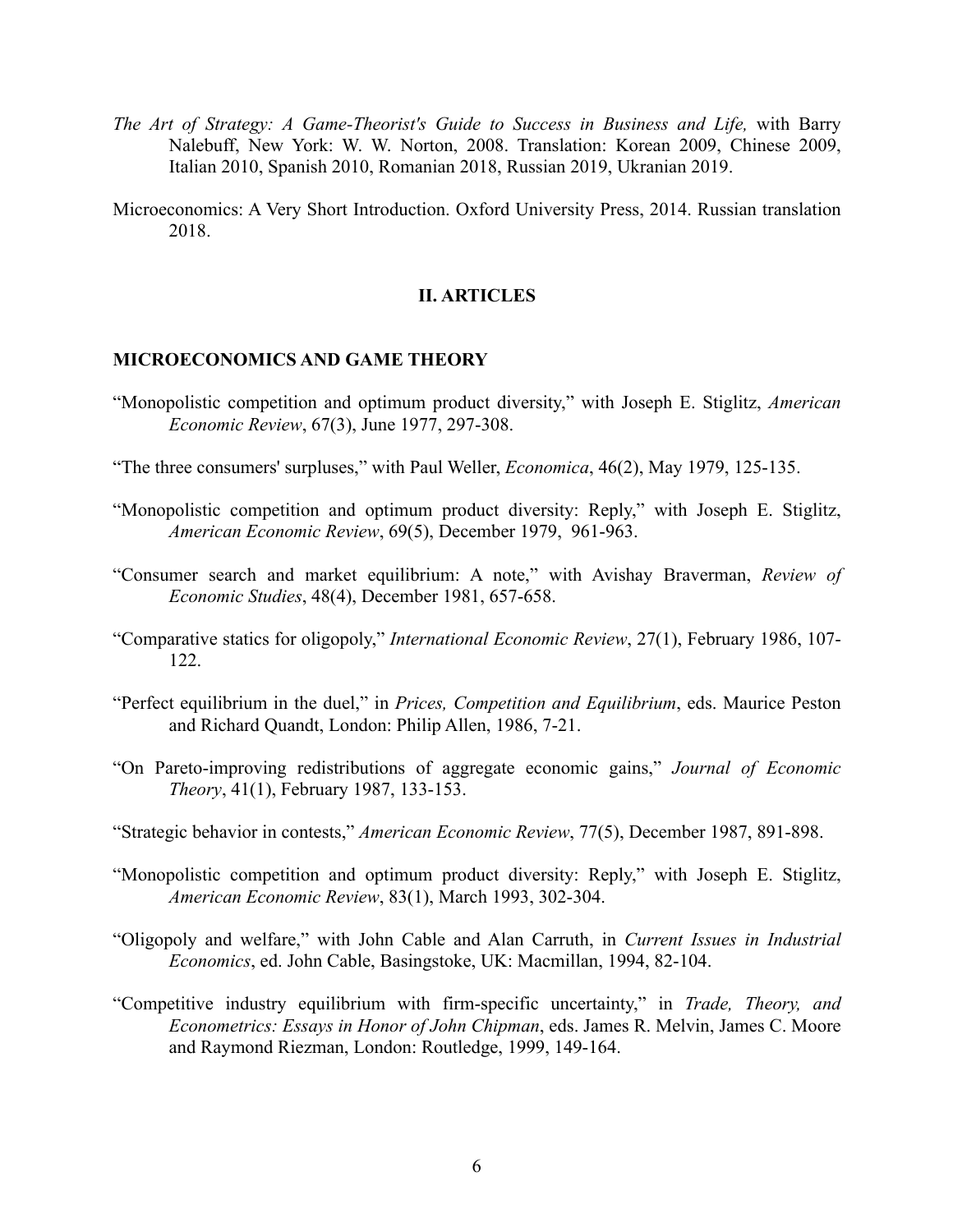*The Art of Strategy: A Game-Theorist's Guide to Success in Business and Life,* with Barry Nalebuff, New York: W. W. Norton, 2008. Translation: Korean 2009, Chinese 2009, Italian 2010, Spanish 2010, Romanian 2018, Russian 2019, Ukranian 2019.

Microeconomics: A Very Short Introduction. Oxford University Press, 2014. Russian translation 2018.

## II. ARTICLES

### MICROECONOMICS AND GAME THEORY

"Monopolistic competition and optimum product diversity," with Joseph E. Stiglitz, *American Economic Review*, 67(3), June 1977, 297-308.

"The three consumers' surpluses," with Paul Weller, *Economica*, 46(2), May 1979, 125-135.

"Monopolistic competition and optimum product diversity: Reply," with Joseph E. Stiglitz, *American Economic Review*, 69(5), December 1979, 961-963.

"Consumer search and market equilibrium: A note," with Avishay Braverman, *Review of Economic Studies*, 48(4), December 1981, 657-658.

"Comparative statics for oligopoly," *International Economic Review*, 27(1), February 1986, 107-122.

"Perfect equilibrium in the duel," in *Prices, Competition and Equilibrium*, eds. Maurice Peston and Richard Quandt, London: Philip Allen, 1986, 7-21.

"On Pareto-improving redistributions of aggregate economic gains," *Journal of Economic Theory*, 41(1), February 1987, 133-153.

"Strategic behavior in contests," *American Economic Review*, 77(5), December 1987, 891-898.

"Monopolistic competition and optimum product diversity: Reply," with Joseph E. Stiglitz, *American Economic Review*, 83(1), March 1993, 302-304.

"Oligopoly and welfare," with John Cable and Alan Carruth, in *Current Issues in Industrial Economics*, ed. John Cable, Basingstoke, UK: Macmillan, 1994, 82-104.

"Competitive industry equilibrium with firm-specific uncertainty," in *Trade, Theory, and Econometrics: Essays in Honor of John Chipman*, eds. James R. Melvin, James C. Moore and Raymond Riezman, London: Routledge, 1999, 149-164.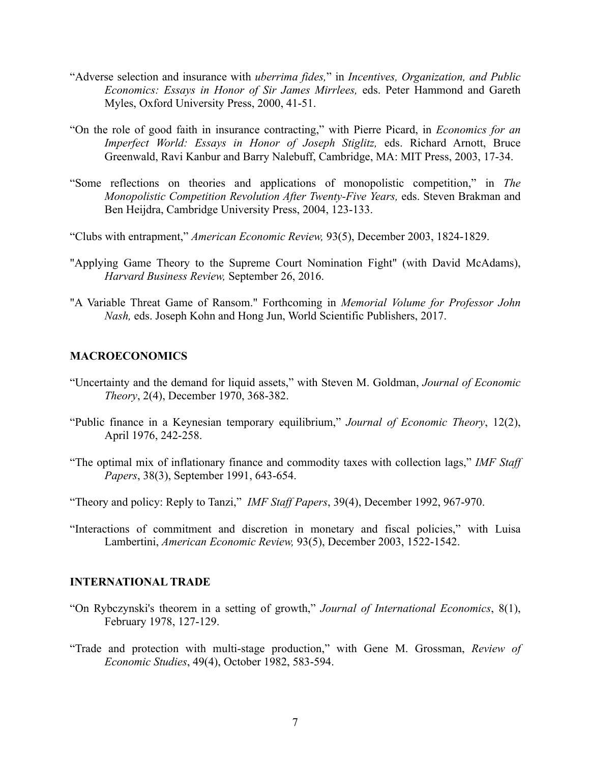"Adverse selection and insurance with *uberrima fides,*" in *Incentives, Organization, and Public Economics: Essays in Honor of Sir James Mirrlees,* eds. Peter Hammond and Gareth Myles, Oxford University Press, 2000, 41-51.

"On the role of good faith in insurance contracting," with Pierre Picard, in *Economics for an Imperfect World: Essays in Honor of Joseph Stiglitz,* eds. Richard Arnott, Bruce Greenwald, Ravi Kanbur and Barry Nalebuff, Cambridge, MA: MIT Press, 2003, 17-34.

"Some reflections on theories and applications of monopolistic competition," in *The Monopolistic Competition Revolution After Twenty-Five Years,* eds. Steven Brakman and Ben Heijdra, Cambridge University Press, 2004, 123-133.

"Clubs with entrapment," *American Economic Review,* 93(5), December 2003, 1824-1829.

"Applying Game Theory to the Supreme Court Nomination Fight" (with David McAdams), *Harvard Business Review,* September 26, 2016.

"A Variable Threat Game of Ransom." Forthcoming in *Memorial Volume for Professor John Nash,* eds. Joseph Kohn and Hong Jun, World Scientific Publishers, 2017.

### MACROECONOMICS

"Uncertainty and the demand for liquid assets," with Steven M. Goldman, *Journal of Economic Theory*, 2(4), December 1970, 368-382.

"Public finance in a Keynesian temporary equilibrium," *Journal of Economic Theory*, 12(2), April 1976, 242-258.

"The optimal mix of inflationary finance and commodity taxes with collection lags," *IMF Staff Papers*, 38(3), September 1991, 643-654.

"Theory and policy: Reply to Tanzi," *IMF Staff Papers*, 39(4), December 1992, 967-970.

"Interactions of commitment and discretion in monetary and fiscal policies," with Luisa Lambertini, *American Economic Review,* 93(5), December 2003, 1522-1542.

### INTERNATIONAL TRADE

"On Rybczynski's theorem in a setting of growth," *Journal of International Economics*, 8(1), February 1978, 127-129.

"Trade and protection with multi-stage production," with Gene M. Grossman, *Review of Economic Studies*, 49(4), October 1982, 583-594.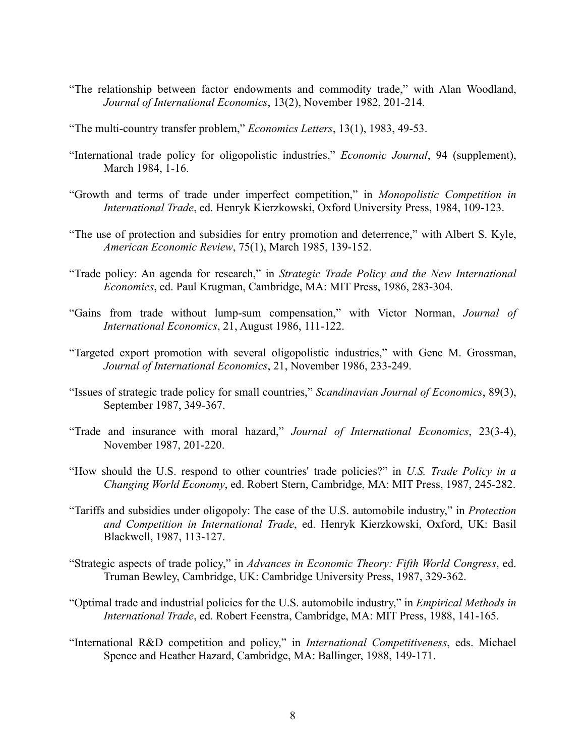"The relationship between factor endowments and commodity trade," with Alan Woodland, *Journal of International Economics*, 13(2), November 1982, 201-214.

"The multi-country transfer problem," *Economics Letters*, 13(1), 1983, 49-53.

"International trade policy for oligopolistic industries," *Economic Journal*, 94 (supplement), March 1984, 1-16.

"Growth and terms of trade under imperfect competition," in *Monopolistic Competition in International Trade*, ed. Henryk Kierzkowski, Oxford University Press, 1984, 109-123.

"The use of protection and subsidies for entry promotion and deterrence," with Albert S. Kyle, *American Economic Review*, 75(1), March 1985, 139-152.

"Trade policy: An agenda for research," in *Strategic Trade Policy and the New International Economics*, ed. Paul Krugman, Cambridge, MA: MIT Press, 1986, 283-304.

"Gains from trade without lump-sum compensation," with Victor Norman, *Journal of International Economics*, 21, August 1986, 111-122.

"Targeted export promotion with several oligopolistic industries," with Gene M. Grossman, *Journal of International Economics*, 21, November 1986, 233-249.

"Issues of strategic trade policy for small countries," *Scandinavian Journal of Economics*, 89(3), September 1987, 349-367.

"Trade and insurance with moral hazard," *Journal of International Economics*, 23(3-4), November 1987, 201-220.

"How should the U.S. respond to other countries' trade policies?" in *U.S. Trade Policy in a Changing World Economy*, ed. Robert Stern, Cambridge, MA: MIT Press, 1987, 245-282.

"Tariffs and subsidies under oligopoly: The case of the U.S. automobile industry," in *Protection and Competition in International Trade*, ed. Henryk Kierzkowski, Oxford, UK: Basil Blackwell, 1987, 113-127.

"Strategic aspects of trade policy," in *Advances in Economic Theory: Fifth World Congress*, ed. Truman Bewley, Cambridge, UK: Cambridge University Press, 1987, 329-362.

"Optimal trade and industrial policies for the U.S. automobile industry," in *Empirical Methods in International Trade*, ed. Robert Feenstra, Cambridge, MA: MIT Press, 1988, 141-165.

"International R&D competition and policy," in *International Competitiveness*, eds. Michael Spence and Heather Hazard, Cambridge, MA: Ballinger, 1988, 149-171.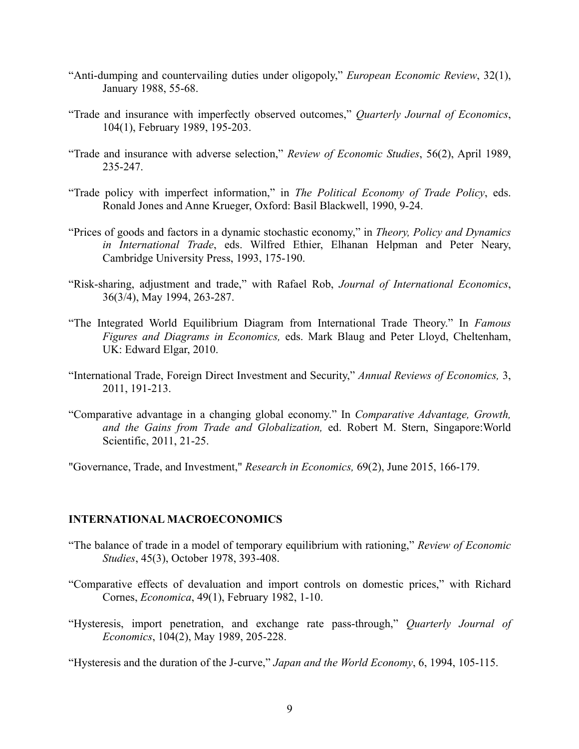“Anti-dumping and countervailing duties under oligopoly,” *European Economic Review*, 32(1), January 1988, 55-68.

“Trade and insurance with imperfectly observed outcomes,” *Quarterly Journal of Economics*, 104(1), February 1989, 195-203.

“Trade and insurance with adverse selection,” *Review of Economic Studies*, 56(2), April 1989, 235-247.

“Trade policy with imperfect information,” in *The Political Economy of Trade Policy*, eds. Ronald Jones and Anne Krueger, Oxford: Basil Blackwell, 1990, 9-24.

“Prices of goods and factors in a dynamic stochastic economy,” in *Theory, Policy and Dynamics in International Trade*, eds. Wilfred Ethier, Elhanan Helpman and Peter Neary, Cambridge University Press, 1993, 175-190.

“Risk-sharing, adjustment and trade,” with Rafael Rob, *Journal of International Economics*, 36(3/4), May 1994, 263-287.

“The Integrated World Equilibrium Diagram from International Trade Theory.” In *Famous Figures and Diagrams in Economics,* eds. Mark Blaug and Peter Lloyd, Cheltenham, UK: Edward Elgar, 2010.

“International Trade, Foreign Direct Investment and Security,” *Annual Reviews of Economics,* 3, 2011, 191-213.

“Comparative advantage in a changing global economy.” In *Comparative Advantage, Growth, and the Gains from Trade and Globalization,* ed. Robert M. Stern, Singapore:World Scientific, 2011, 21-25.

"Governance, Trade, and Investment," *Research in Economics,* 69(2), June 2015, 166-179.

## INTERNATIONAL MACROECONOMICS

“The balance of trade in a model of temporary equilibrium with rationing,” *Review of Economic Studies*, 45(3), October 1978, 393-408.

“Comparative effects of devaluation and import controls on domestic prices,” with Richard Cornes, *Economica*, 49(1), February 1982, 1-10.

“Hysteresis, import penetration, and exchange rate pass-through,” *Quarterly Journal of Economics*, 104(2), May 1989, 205-228.

“Hysteresis and the duration of the J-curve,” *Japan and the World Economy*, 6, 1994, 105-115.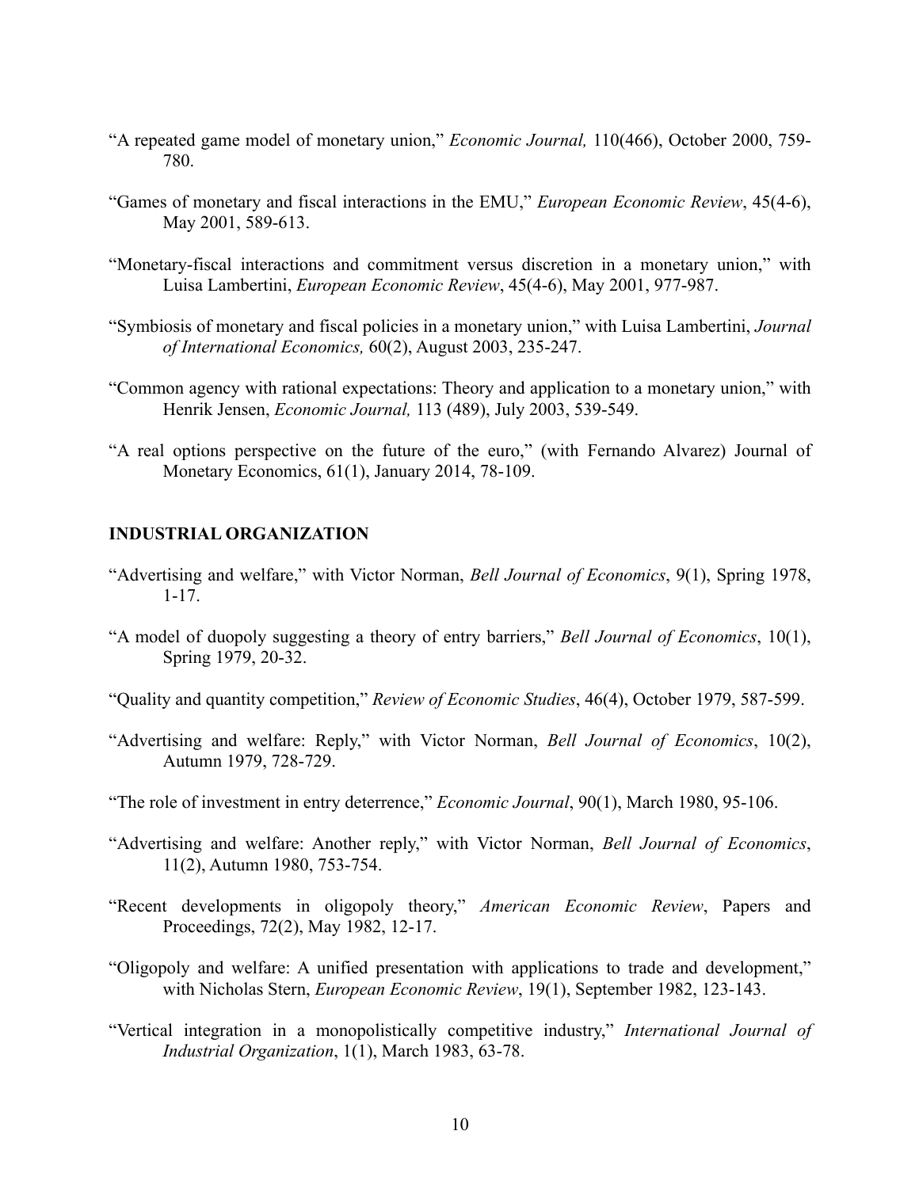"A repeated game model of monetary union," *Economic Journal,* 110(466), October 2000, 759-780.

"Games of monetary and fiscal interactions in the EMU," *European Economic Review*, 45(4-6), May 2001, 589-613.

"Monetary-fiscal interactions and commitment versus discretion in a monetary union," with Luisa Lambertini, *European Economic Review*, 45(4-6), May 2001, 977-987.

"Symbiosis of monetary and fiscal policies in a monetary union," with Luisa Lambertini, *Journal of International Economics,* 60(2), August 2003, 235-247.

"Common agency with rational expectations: Theory and application to a monetary union," with Henrik Jensen, *Economic Journal,* 113 (489), July 2003, 539-549.

"A real options perspective on the future of the euro," (with Fernando Alvarez) Journal of Monetary Economics, 61(1), January 2014, 78-109.

## INDUSTRIAL ORGANIZATION

"Advertising and welfare," with Victor Norman, *Bell Journal of Economics*, 9(1), Spring 1978, 1-17.

"A model of duopoly suggesting a theory of entry barriers," *Bell Journal of Economics*, 10(1), Spring 1979, 20-32.

"Quality and quantity competition," *Review of Economic Studies*, 46(4), October 1979, 587-599.

"Advertising and welfare: Reply," with Victor Norman, *Bell Journal of Economics*, 10(2), Autumn 1979, 728-729.

"The role of investment in entry deterrence," *Economic Journal*, 90(1), March 1980, 95-106.

"Advertising and welfare: Another reply," with Victor Norman, *Bell Journal of Economics*, 11(2), Autumn 1980, 753-754.

"Recent developments in oligopoly theory," *American Economic Review*, Papers and Proceedings, 72(2), May 1982, 12-17.

"Oligopoly and welfare: A unified presentation with applications to trade and development," with Nicholas Stern, *European Economic Review*, 19(1), September 1982, 123-143.

"Vertical integration in a monopolistically competitive industry," *International Journal of Industrial Organization*, 1(1), March 1983, 63-78.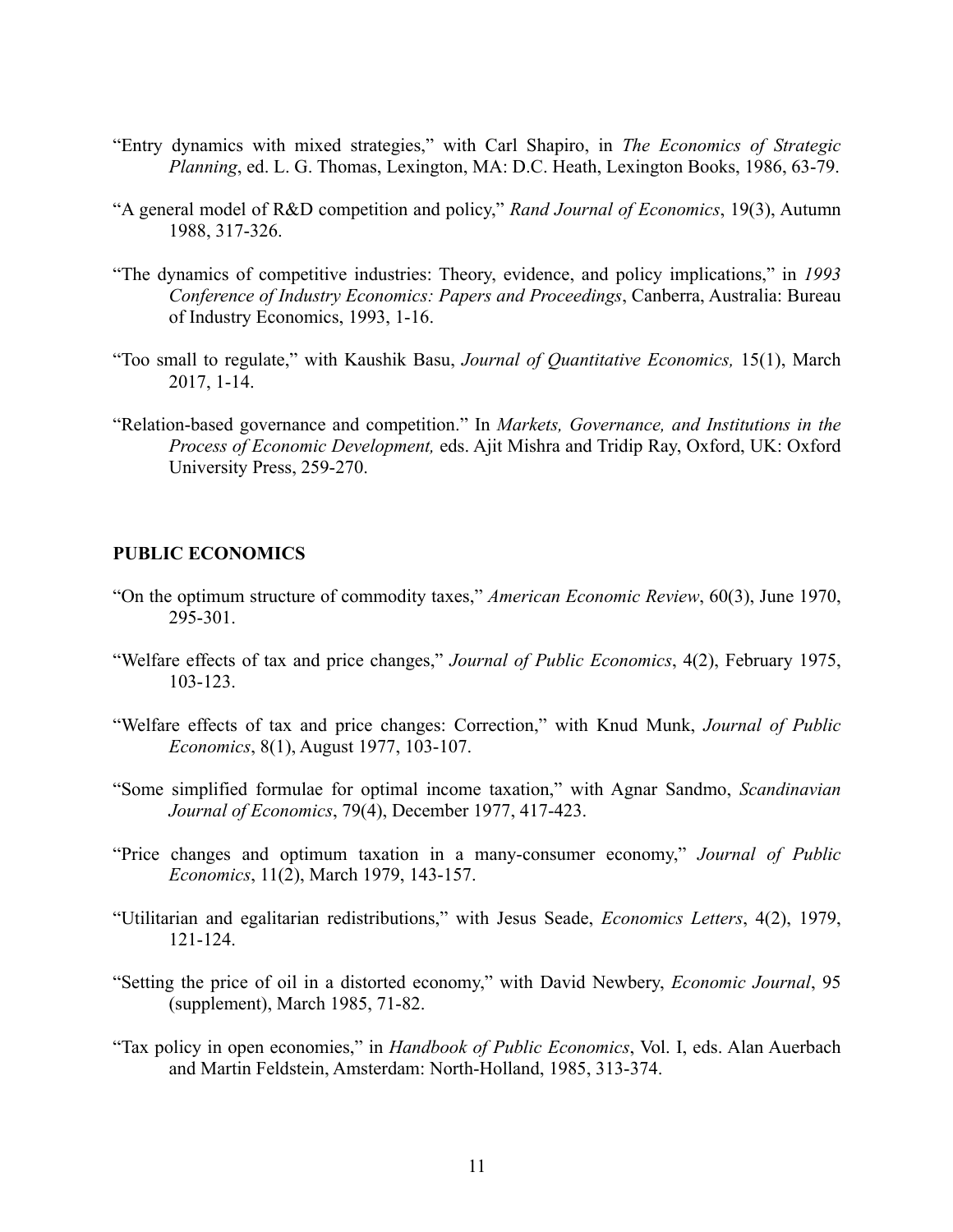"Entry dynamics with mixed strategies," with Carl Shapiro, in *The Economics of Strategic Planning*, ed. L. G. Thomas, Lexington, MA: D.C. Heath, Lexington Books, 1986, 63-79.

"A general model of R&D competition and policy," *Rand Journal of Economics*, 19(3), Autumn 1988, 317-326.

"The dynamics of competitive industries: Theory, evidence, and policy implications," in *1993 Conference of Industry Economics: Papers and Proceedings*, Canberra, Australia: Bureau of Industry Economics, 1993, 1-16.

"Too small to regulate," with Kaushik Basu, *Journal of Quantitative Economics,* 15(1), March 2017, 1-14.

"Relation-based governance and competition." In *Markets, Governance, and Institutions in the Process of Economic Development,* eds. Ajit Mishra and Tridip Ray, Oxford, UK: Oxford University Press, 259-270.

**PUBLIC ECONOMICS**

"On the optimum structure of commodity taxes," *American Economic Review*, 60(3), June 1970, 295-301.

"Welfare effects of tax and price changes," *Journal of Public Economics*, 4(2), February 1975, 103-123.

"Welfare effects of tax and price changes: Correction," with Knud Munk, *Journal of Public Economics*, 8(1), August 1977, 103-107.

"Some simplified formulae for optimal income taxation," with Agnar Sandmo, *Scandinavian Journal of Economics*, 79(4), December 1977, 417-423.

"Price changes and optimum taxation in a many-consumer economy," *Journal of Public Economics*, 11(2), March 1979, 143-157.

"Utilitarian and egalitarian redistributions," with Jesus Seade, *Economics Letters*, 4(2), 1979, 121-124.

"Setting the price of oil in a distorted economy," with David Newbery, *Economic Journal*, 95 (supplement), March 1985, 71-82.

"Tax policy in open economies," in *Handbook of Public Economics*, Vol. I, eds. Alan Auerbach and Martin Feldstein, Amsterdam: North-Holland, 1985, 313-374.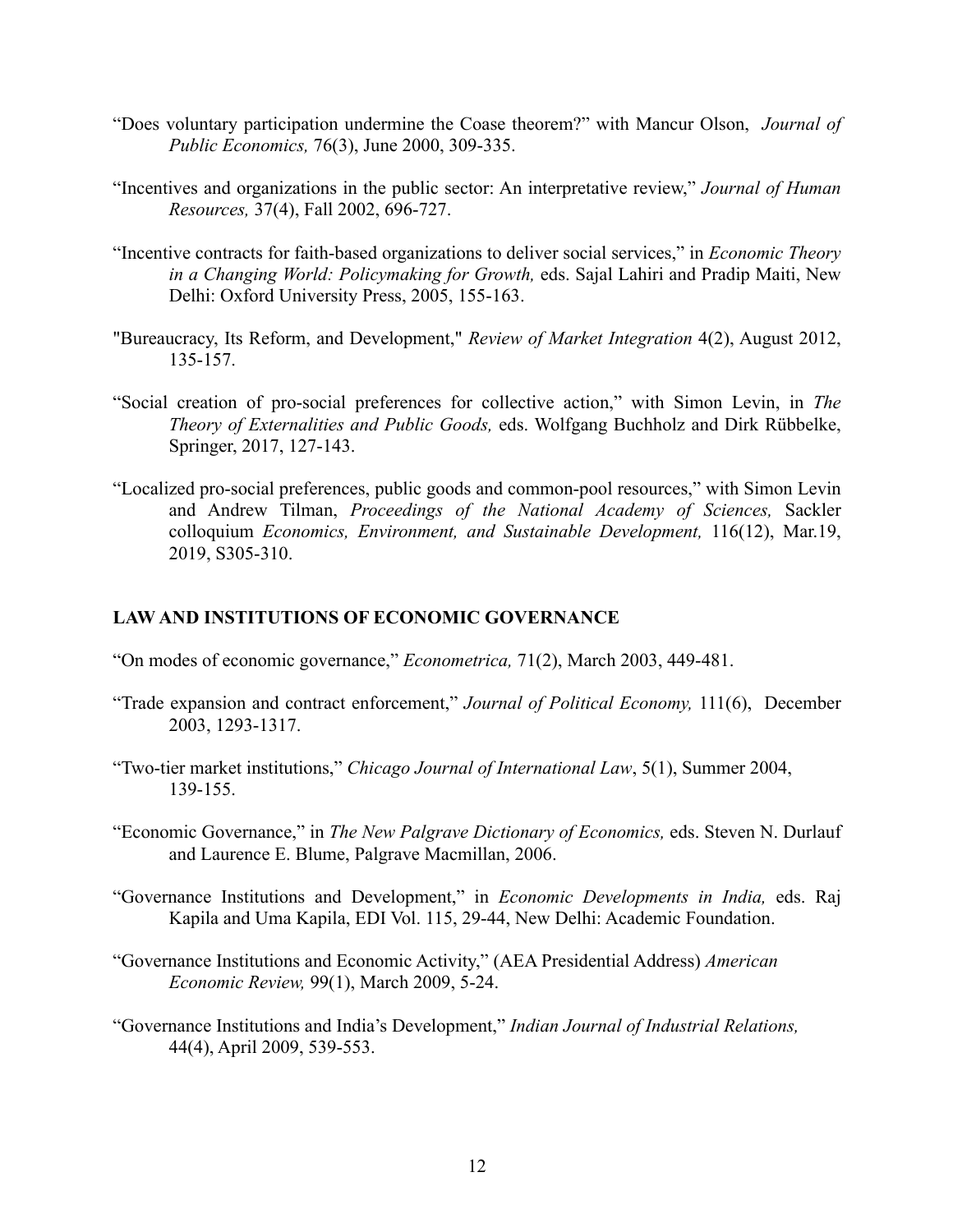"Does voluntary participation undermine the Coase theorem?" with Mancur Olson, *Journal of Public Economics,* 76(3), June 2000, 309-335.

"Incentives and organizations in the public sector: An interpretative review," *Journal of Human Resources,* 37(4), Fall 2002, 696-727.

"Incentive contracts for faith-based organizations to deliver social services," in *Economic Theory in a Changing World: Policymaking for Growth,* eds. Sajal Lahiri and Pradip Maiti, New Delhi: Oxford University Press, 2005, 155-163.

"Bureaucracy, Its Reform, and Development," *Review of Market Integration* 4(2), August 2012, 135-157.

"Social creation of pro-social preferences for collective action," with Simon Levin, in *The Theory of Externalities and Public Goods,* eds. Wolfgang Buchholz and Dirk Rübbelke, Springer, 2017, 127-143.

"Localized pro-social preferences, public goods and common-pool resources," with Simon Levin and Andrew Tilman, *Proceedings of the National Academy of Sciences,* Sackler colloquium *Economics, Environment, and Sustainable Development,* 116(12), Mar.19, 2019, S305-310.

## LAW AND INSTITUTIONS OF ECONOMIC GOVERNANCE

"On modes of economic governance," *Econometrica,* 71(2), March 2003, 449-481.

"Trade expansion and contract enforcement," *Journal of Political Economy,* 111(6), December 2003, 1293-1317.

"Two-tier market institutions," *Chicago Journal of International Law*, 5(1), Summer 2004, 139-155.

"Economic Governance," in *The New Palgrave Dictionary of Economics,* eds. Steven N. Durlauf and Laurence E. Blume, Palgrave Macmillan, 2006.

"Governance Institutions and Development," in *Economic Developments in India,* eds. Raj Kapila and Uma Kapila, EDI Vol. 115, 29-44, New Delhi: Academic Foundation.

"Governance Institutions and Economic Activity," (AEA Presidential Address) *American Economic Review,* 99(1), March 2009, 5-24.

"Governance Institutions and India's Development," *Indian Journal of Industrial Relations,* 44(4), April 2009, 539-553.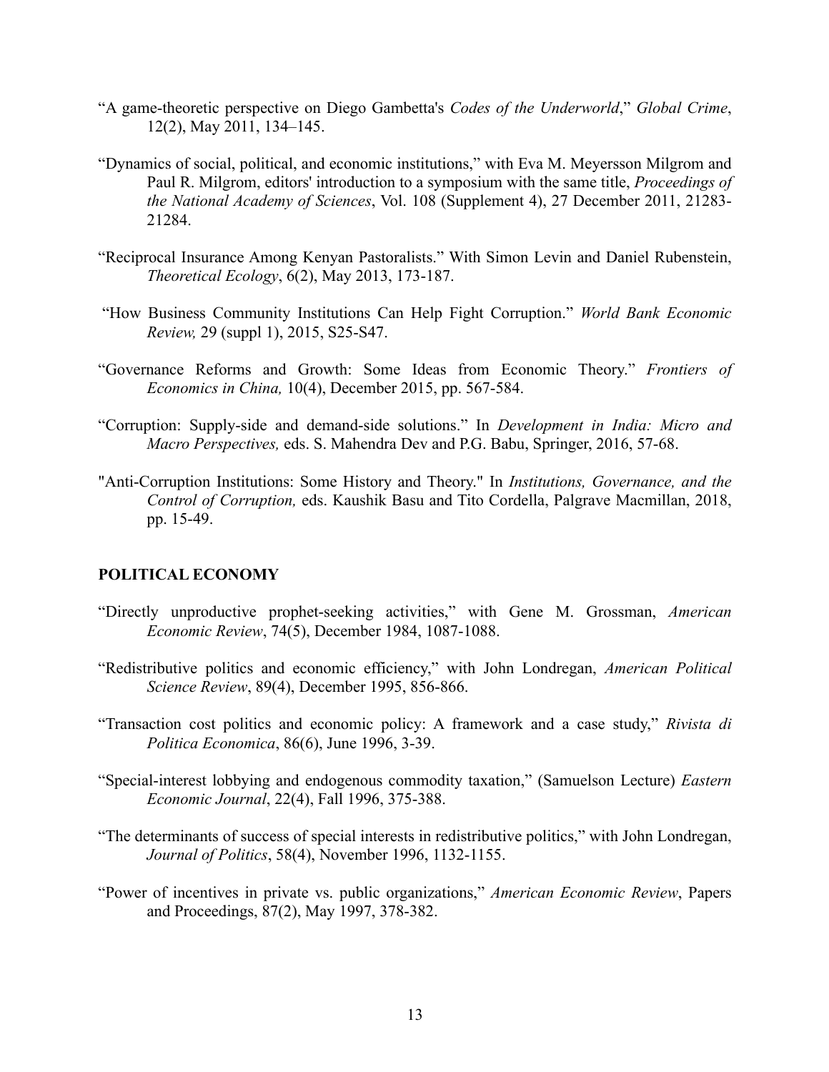"A game-theoretic perspective on Diego Gambetta's *Codes of the Underworld*," *Global Crime*, 12(2), May 2011, 134–145.

"Dynamics of social, political, and economic institutions," with Eva M. Meyersson Milgrom and Paul R. Milgrom, editors' introduction to a symposium with the same title, *Proceedings of the National Academy of Sciences*, Vol. 108 (Supplement 4), 27 December 2011, 21283-21284.

"Reciprocal Insurance Among Kenyan Pastoralists." With Simon Levin and Daniel Rubenstein, *Theoretical Ecology*, 6(2), May 2013, 173-187.

"How Business Community Institutions Can Help Fight Corruption." *World Bank Economic Review,* 29 (suppl 1), 2015, S25-S47.

"Governance Reforms and Growth: Some Ideas from Economic Theory." *Frontiers of Economics in China,* 10(4), December 2015, pp. 567-584.

"Corruption: Supply-side and demand-side solutions." In *Development in India: Micro and Macro Perspectives,* eds. S. Mahendra Dev and P.G. Babu, Springer, 2016, 57-68.

"Anti-Corruption Institutions: Some History and Theory." In *Institutions, Governance, and the Control of Corruption,* eds. Kaushik Basu and Tito Cordella, Palgrave Macmillan, 2018, pp. 15-49.

## POLITICAL ECONOMY

"Directly unproductive prophet-seeking activities," with Gene M. Grossman, *American Economic Review*, 74(5), December 1984, 1087-1088.

"Redistributive politics and economic efficiency," with John Londregan, *American Political Science Review*, 89(4), December 1995, 856-866.

"Transaction cost politics and economic policy: A framework and a case study," *Rivista di Politica Economica*, 86(6), June 1996, 3-39.

"Special-interest lobbying and endogenous commodity taxation," (Samuelson Lecture) *Eastern Economic Journal*, 22(4), Fall 1996, 375-388.

"The determinants of success of special interests in redistributive politics," with John Londregan, *Journal of Politics*, 58(4), November 1996, 1132-1155.

"Power of incentives in private vs. public organizations," *American Economic Review*, Papers and Proceedings, 87(2), May 1997, 378-382.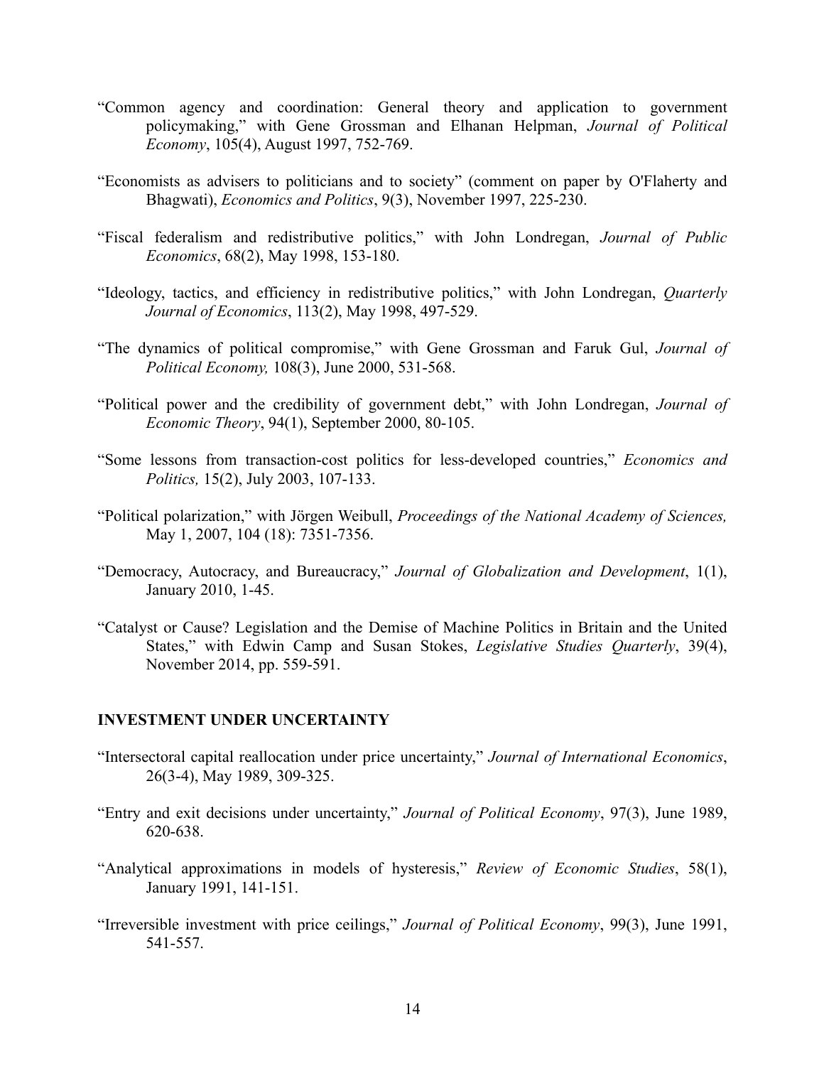"Common agency and coordination: General theory and application to government policymaking," with Gene Grossman and Elhanan Helpman, *Journal of Political Economy*, 105(4), August 1997, 752-769.

"Economists as advisers to politicians and to society" (comment on paper by O'Flaherty and Bhagwati), *Economics and Politics*, 9(3), November 1997, 225-230.

"Fiscal federalism and redistributive politics," with John Londregan, *Journal of Public Economics*, 68(2), May 1998, 153-180.

"Ideology, tactics, and efficiency in redistributive politics," with John Londregan, *Quarterly Journal of Economics*, 113(2), May 1998, 497-529.

"The dynamics of political compromise," with Gene Grossman and Faruk Gul, *Journal of Political Economy,* 108(3), June 2000, 531-568.

"Political power and the credibility of government debt," with John Londregan, *Journal of Economic Theory*, 94(1), September 2000, 80-105.

"Some lessons from transaction-cost politics for less-developed countries," *Economics and Politics,* 15(2), July 2003, 107-133.

"Political polarization," with Jörgen Weibull, *Proceedings of the National Academy of Sciences,* May 1, 2007, 104 (18): 7351-7356.

"Democracy, Autocracy, and Bureaucracy," *Journal of Globalization and Development*, 1(1), January 2010, 1-45.

"Catalyst or Cause? Legislation and the Demise of Machine Politics in Britain and the United States," with Edwin Camp and Susan Stokes, *Legislative Studies Quarterly*, 39(4), November 2014, pp. 559-591.

**INVESTMENT UNDER UNCERTAINTY**

"Intersectoral capital reallocation under price uncertainty," *Journal of International Economics*, 26(3-4), May 1989, 309-325.

"Entry and exit decisions under uncertainty," *Journal of Political Economy*, 97(3), June 1989, 620-638.

"Analytical approximations in models of hysteresis," *Review of Economic Studies*, 58(1), January 1991, 141-151.

"Irreversible investment with price ceilings," *Journal of Political Economy*, 99(3), June 1991, 541-557.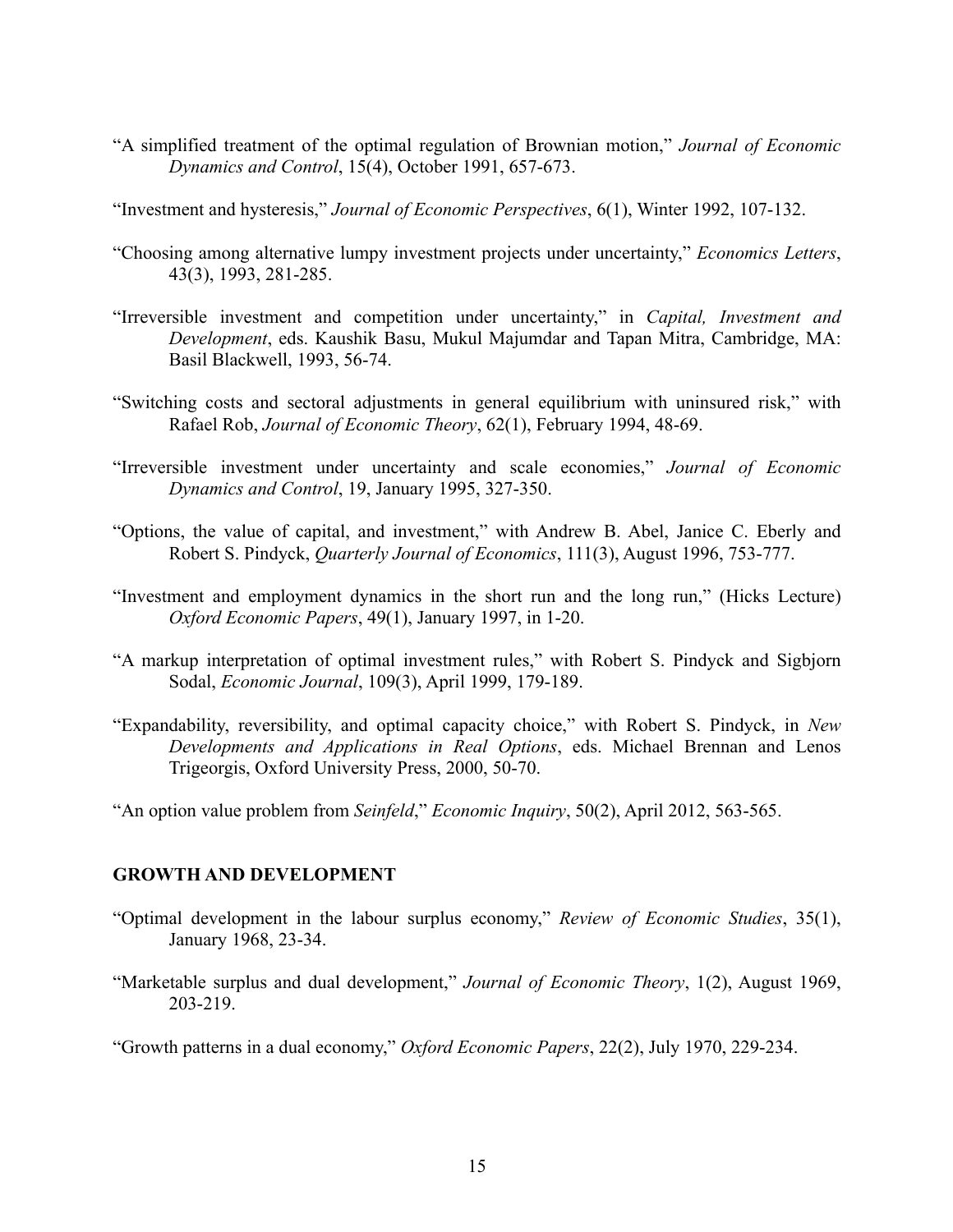"A simplified treatment of the optimal regulation of Brownian motion," *Journal of Economic Dynamics and Control*, 15(4), October 1991, 657-673.

"Investment and hysteresis," *Journal of Economic Perspectives*, 6(1), Winter 1992, 107-132.

"Choosing among alternative lumpy investment projects under uncertainty," *Economics Letters*, 43(3), 1993, 281-285.

"Irreversible investment and competition under uncertainty," in *Capital, Investment and Development*, eds. Kaushik Basu, Mukul Majumdar and Tapan Mitra, Cambridge, MA: Basil Blackwell, 1993, 56-74.

"Switching costs and sectoral adjustments in general equilibrium with uninsured risk," with Rafael Rob, *Journal of Economic Theory*, 62(1), February 1994, 48-69.

"Irreversible investment under uncertainty and scale economies," *Journal of Economic Dynamics and Control*, 19, January 1995, 327-350.

"Options, the value of capital, and investment," with Andrew B. Abel, Janice C. Eberly and Robert S. Pindyck, *Quarterly Journal of Economics*, 111(3), August 1996, 753-777.

"Investment and employment dynamics in the short run and the long run," (Hicks Lecture) *Oxford Economic Papers*, 49(1), January 1997, in 1-20.

"A markup interpretation of optimal investment rules," with Robert S. Pindyck and Sigbjorn Sodal, *Economic Journal*, 109(3), April 1999, 179-189.

"Expandability, reversibility, and optimal capacity choice," with Robert S. Pindyck, in *New Developments and Applications in Real Options*, eds. Michael Brennan and Lenos Trigeorgis, Oxford University Press, 2000, 50-70.

"An option value problem from *Seinfeld*," *Economic Inquiry*, 50(2), April 2012, 563-565.

## GROWTH AND DEVELOPMENT

"Optimal development in the labour surplus economy," *Review of Economic Studies*, 35(1), January 1968, 23-34.

"Marketable surplus and dual development," *Journal of Economic Theory*, 1(2), August 1969, 203-219.

"Growth patterns in a dual economy," *Oxford Economic Papers*, 22(2), July 1970, 229-234.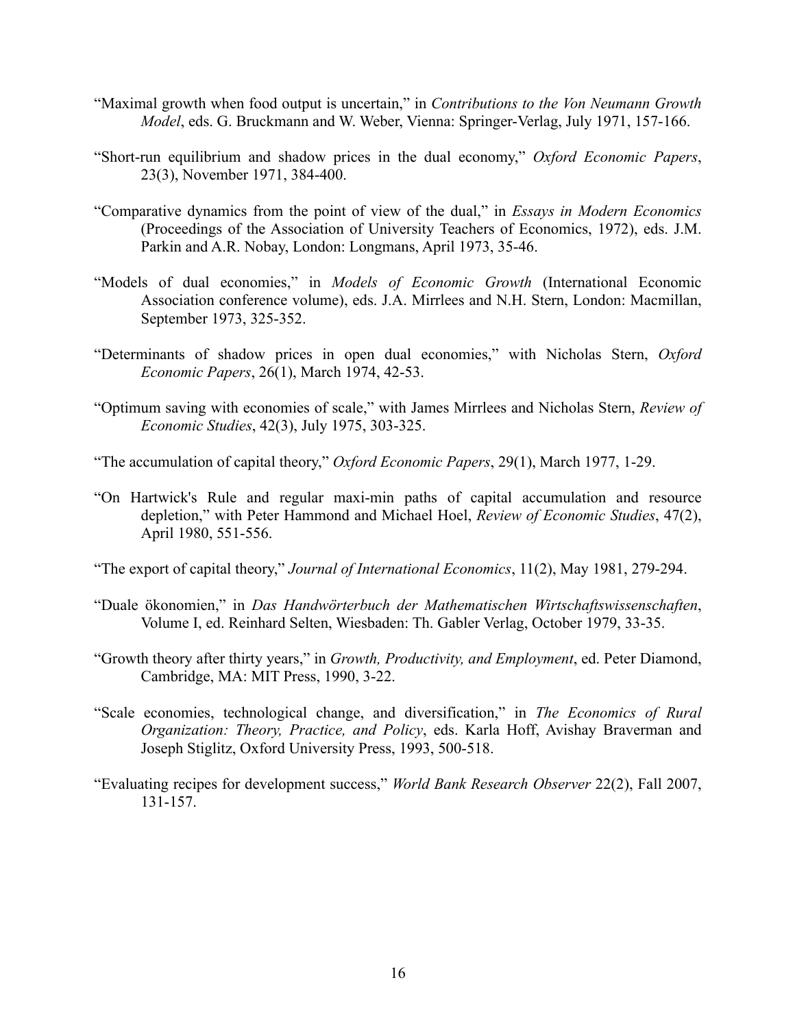"Maximal growth when food output is uncertain," in *Contributions to the Von Neumann Growth Model*, eds. G. Bruckmann and W. Weber, Vienna: Springer-Verlag, July 1971, 157-166.

"Short-run equilibrium and shadow prices in the dual economy," *Oxford Economic Papers*, 23(3), November 1971, 384-400.

"Comparative dynamics from the point of view of the dual," in *Essays in Modern Economics* (Proceedings of the Association of University Teachers of Economics, 1972), eds. J.M. Parkin and A.R. Nobay, London: Longmans, April 1973, 35-46.

"Models of dual economies," in *Models of Economic Growth* (International Economic Association conference volume), eds. J.A. Mirrlees and N.H. Stern, London: Macmillan, September 1973, 325-352.

"Determinants of shadow prices in open dual economies," with Nicholas Stern, *Oxford Economic Papers*, 26(1), March 1974, 42-53.

"Optimum saving with economies of scale," with James Mirrlees and Nicholas Stern, *Review of Economic Studies*, 42(3), July 1975, 303-325.

"The accumulation of capital theory," *Oxford Economic Papers*, 29(1), March 1977, 1-29.

"On Hartwick's Rule and regular maxi-min paths of capital accumulation and resource depletion," with Peter Hammond and Michael Hoel, *Review of Economic Studies*, 47(2), April 1980, 551-556.

"The export of capital theory," *Journal of International Economics*, 11(2), May 1981, 279-294.

"Duale ökonomien," in *Das Handwörterbuch der Mathematischen Wirtschaftswissenschaften*, Volume I, ed. Reinhard Selten, Wiesbaden: Th. Gabler Verlag, October 1979, 33-35.

"Growth theory after thirty years," in *Growth, Productivity, and Employment*, ed. Peter Diamond, Cambridge, MA: MIT Press, 1990, 3-22.

"Scale economies, technological change, and diversification," in *The Economics of Rural Organization: Theory, Practice, and Policy*, eds. Karla Hoff, Avishay Braverman and Joseph Stiglitz, Oxford University Press, 1993, 500-518.

"Evaluating recipes for development success," *World Bank Research Observer* 22(2), Fall 2007, 131-157.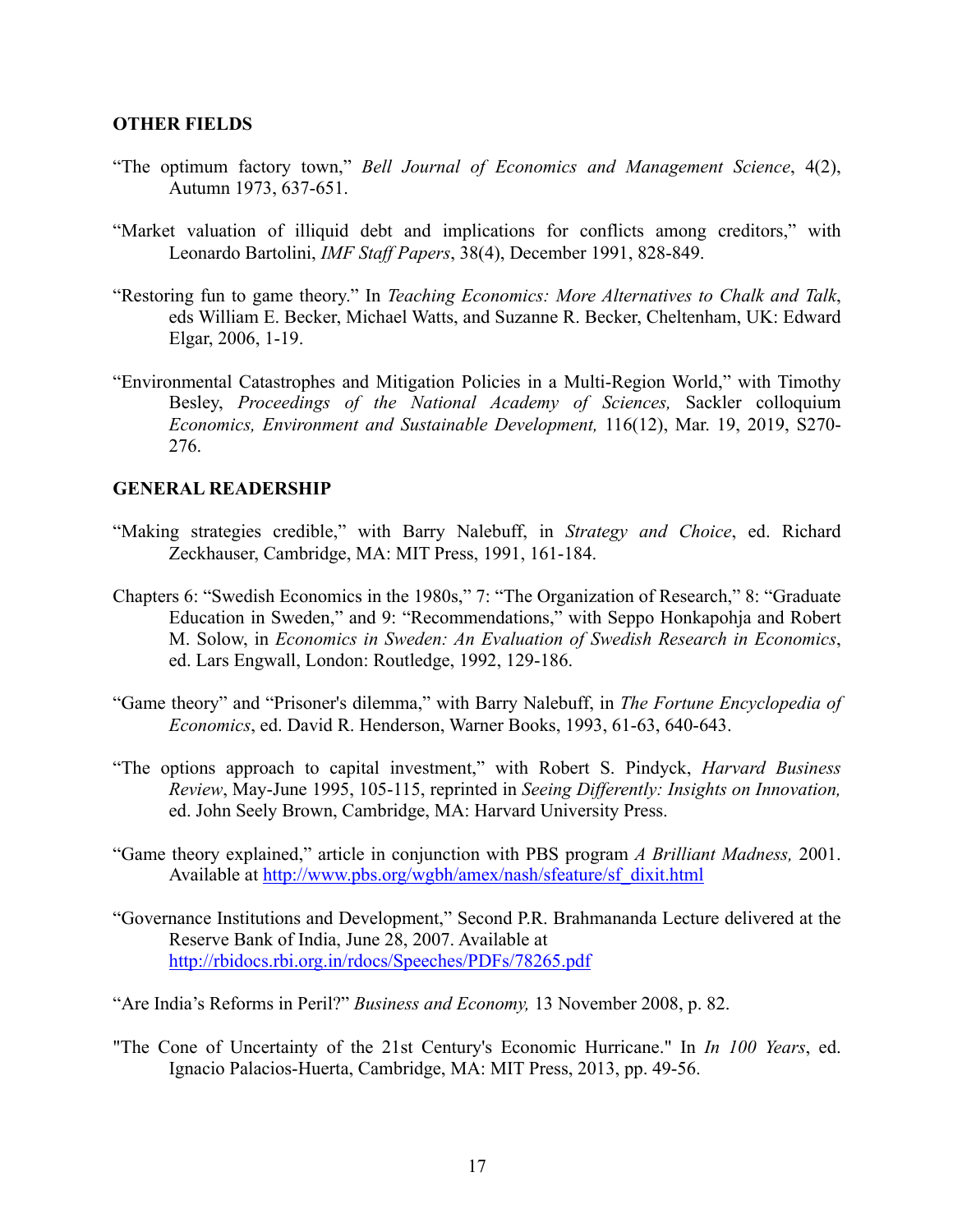**OTHER FIELDS**

"The optimum factory town," *Bell Journal of Economics and Management Science*, 4(2), Autumn 1973, 637-651.

"Market valuation of illiquid debt and implications for conflicts among creditors," with Leonardo Bartolini, *IMF Staff Papers*, 38(4), December 1991, 828-849.

"Restoring fun to game theory." In *Teaching Economics: More Alternatives to Chalk and Talk*, eds William E. Becker, Michael Watts, and Suzanne R. Becker, Cheltenham, UK: Edward Elgar, 2006, 1-19.

"Environmental Catastrophes and Mitigation Policies in a Multi-Region World," with Timothy Besley, *Proceedings of the National Academy of Sciences,* Sackler colloquium *Economics, Environment and Sustainable Development,* 116(12), Mar. 19, 2019, S270-276.

**GENERAL READERSHIP**

"Making strategies credible," with Barry Nalebuff, in *Strategy and Choice*, ed. Richard Zeckhauser, Cambridge, MA: MIT Press, 1991, 161-184.

Chapters 6: "Swedish Economics in the 1980s," 7: "The Organization of Research," 8: "Graduate Education in Sweden," and 9: "Recommendations," with Seppo Honkapohja and Robert M. Solow, in *Economics in Sweden: An Evaluation of Swedish Research in Economics*, ed. Lars Engwall, London: Routledge, 1992, 129-186.

"Game theory" and "Prisoner's dilemma," with Barry Nalebuff, in *The Fortune Encyclopedia of Economics*, ed. David R. Henderson, Warner Books, 1993, 61-63, 640-643.

"The options approach to capital investment," with Robert S. Pindyck, *Harvard Business Review*, May-June 1995, 105-115, reprinted in *Seeing Differently: Insights on Innovation,* ed. John Seely Brown, Cambridge, MA: Harvard University Press.

"Game theory explained," article in conjunction with PBS program *A Brilliant Madness,* 2001. Available at http://www.pbs.org/wgbh/amex/nash/sfeature/sf_dixit.html

"Governance Institutions and Development," Second P.R. Brahmananda Lecture delivered at the Reserve Bank of India, June 28, 2007. Available at http://rbidocs.rbi.org.in/rdocs/Speeches/PDFs/78265.pdf

"Are India's Reforms in Peril?" *Business and Economy,* 13 November 2008, p. 82.

"The Cone of Uncertainty of the 21st Century's Economic Hurricane." In *In 100 Years*, ed. Ignacio Palacios-Huerta, Cambridge, MA: MIT Press, 2013, pp. 49-56.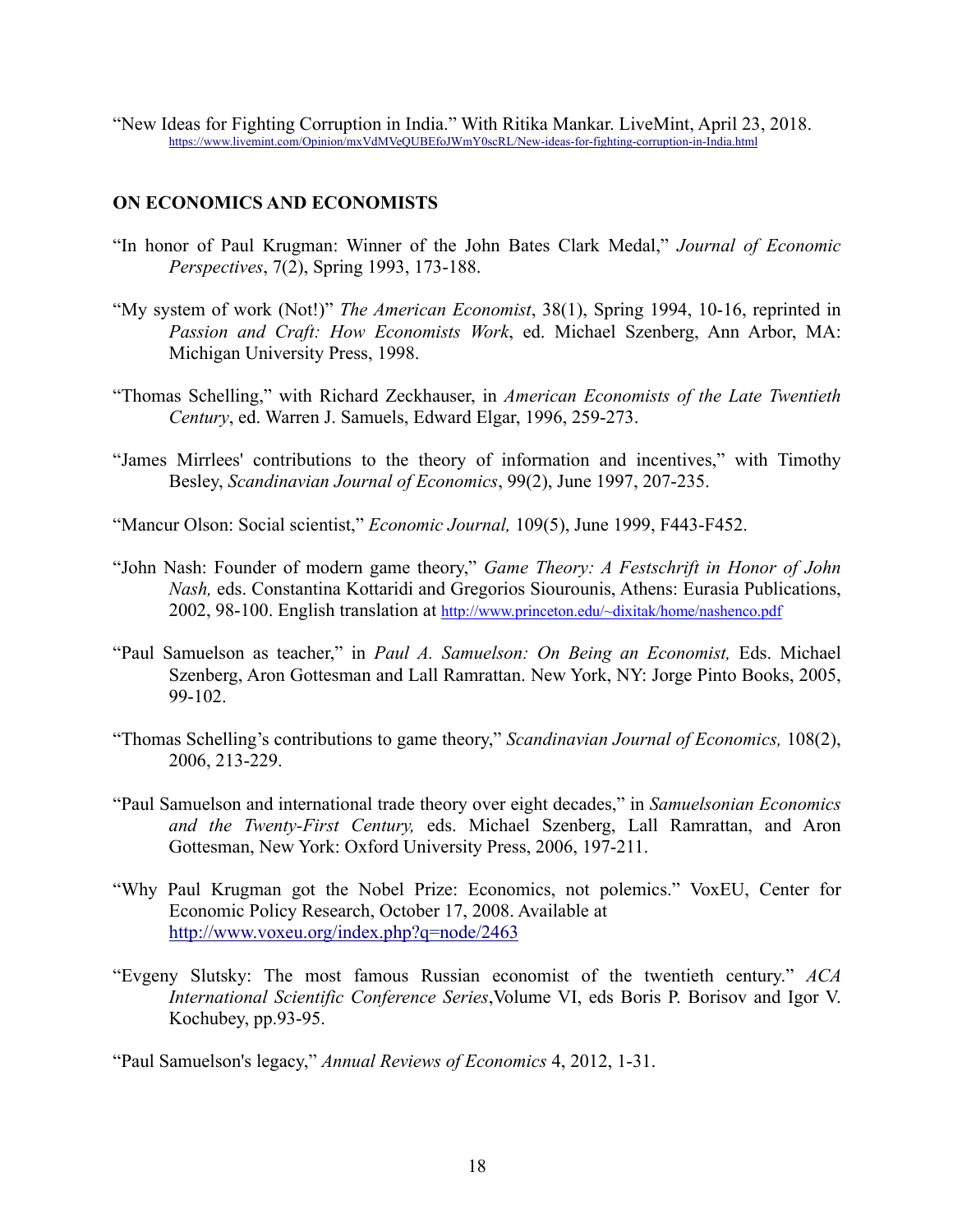"New Ideas for Fighting Corruption in India." With Ritika Mankar. LiveMint, April 23, 2018. https://www.livemint.com/Opinion/mxVdMVeQUBEfoJWmY0scRL/New-ideas-for-fighting-corruption-in-India.html

## ON ECONOMICS AND ECONOMISTS

"In honor of Paul Krugman: Winner of the John Bates Clark Medal," *Journal of Economic Perspectives*, 7(2), Spring 1993, 173-188.

"My system of work (Not!)" *The American Economist*, 38(1), Spring 1994, 10-16, reprinted in *Passion and Craft: How Economists Work*, ed. Michael Szenberg, Ann Arbor, MA: Michigan University Press, 1998.

"Thomas Schelling," with Richard Zeckhauser, in *American Economists of the Late Twentieth Century*, ed. Warren J. Samuels, Edward Elgar, 1996, 259-273.

"James Mirrlees' contributions to the theory of information and incentives," with Timothy Besley, *Scandinavian Journal of Economics*, 99(2), June 1997, 207-235.

"Mancur Olson: Social scientist," *Economic Journal,* 109(5), June 1999, F443-F452.

"John Nash: Founder of modern game theory," *Game Theory: A Festschrift in Honor of John Nash,* eds. Constantina Kottaridi and Gregorios Siourounis, Athens: Eurasia Publications, 2002, 98-100. English translation at http://www.princeton.edu/~dixitak/home/nashenco.pdf

"Paul Samuelson as teacher," in *Paul A. Samuelson: On Being an Economist,* Eds. Michael Szenberg, Aron Gottesman and Lall Ramrattan. New York, NY: Jorge Pinto Books, 2005, 99-102.

"Thomas Schelling's contributions to game theory," *Scandinavian Journal of Economics,* 108(2), 2006, 213-229.

"Paul Samuelson and international trade theory over eight decades," in *Samuelsonian Economics and the Twenty-First Century,* eds. Michael Szenberg, Lall Ramrattan, and Aron Gottesman, New York: Oxford University Press, 2006, 197-211.

"Why Paul Krugman got the Nobel Prize: Economics, not polemics." VoxEU, Center for Economic Policy Research, October 17, 2008. Available at http://www.voxeu.org/index.php?q=node/2463

"Evgeny Slutsky: The most famous Russian economist of the twentieth century." *ACA International Scientific Conference Series*,Volume VI, eds Boris P. Borisov and Igor V. Kochubey, pp.93-95.

"Paul Samuelson's legacy," *Annual Reviews of Economics* 4, 2012, 1-31.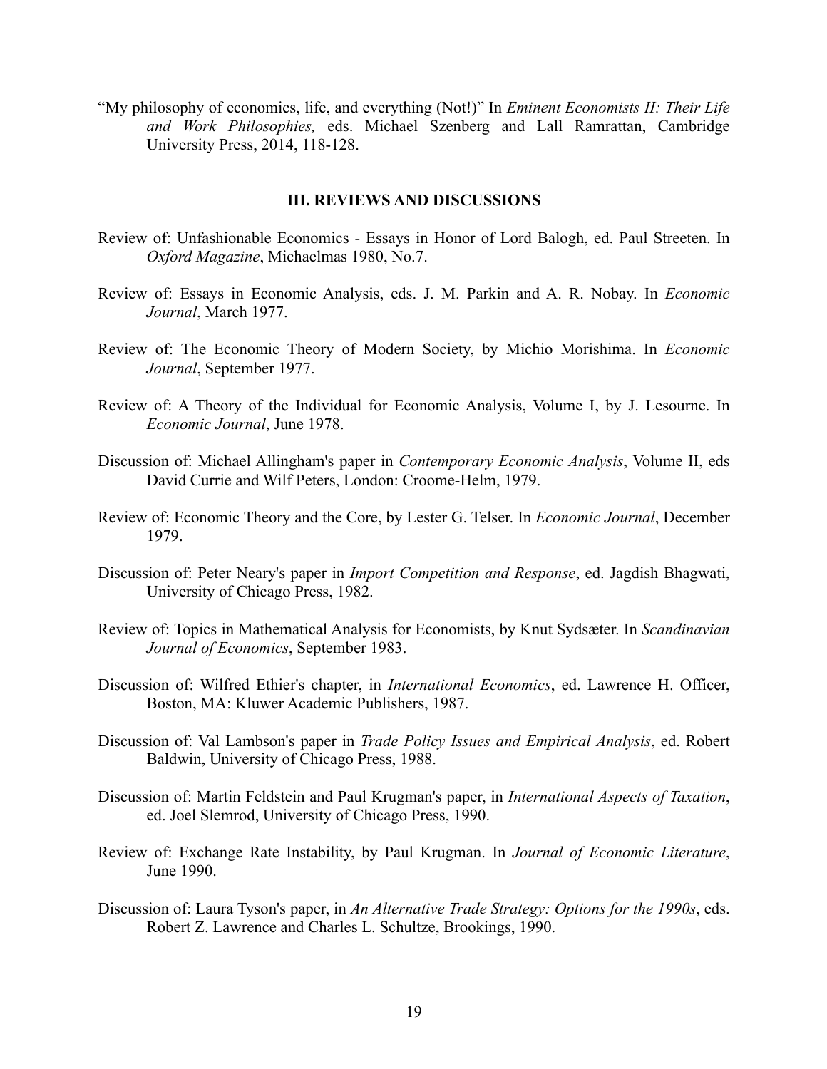"My philosophy of economics, life, and everything (Not!)" In *Eminent Economists II: Their Life and Work Philosophies,* eds. Michael Szenberg and Lall Ramrattan, Cambridge University Press, 2014, 118-128.

## III. REVIEWS AND DISCUSSIONS

Review of: Unfashionable Economics - Essays in Honor of Lord Balogh, ed. Paul Streeten. In *Oxford Magazine*, Michaelmas 1980, No.7.

Review of: Essays in Economic Analysis, eds. J. M. Parkin and A. R. Nobay. In *Economic Journal*, March 1977.

Review of: The Economic Theory of Modern Society, by Michio Morishima. In *Economic Journal*, September 1977.

Review of: A Theory of the Individual for Economic Analysis, Volume I, by J. Lesourne. In *Economic Journal*, June 1978.

Discussion of: Michael Allingham's paper in *Contemporary Economic Analysis*, Volume II, eds David Currie and Wilf Peters, London: Croome-Helm, 1979.

Review of: Economic Theory and the Core, by Lester G. Telser. In *Economic Journal*, December 1979.

Discussion of: Peter Neary's paper in *Import Competition and Response*, ed. Jagdish Bhagwati, University of Chicago Press, 1982.

Review of: Topics in Mathematical Analysis for Economists, by Knut Sydsæter. In *Scandinavian Journal of Economics*, September 1983.

Discussion of: Wilfred Ethier's chapter, in *International Economics*, ed. Lawrence H. Officer, Boston, MA: Kluwer Academic Publishers, 1987.

Discussion of: Val Lambson's paper in *Trade Policy Issues and Empirical Analysis*, ed. Robert Baldwin, University of Chicago Press, 1988.

Discussion of: Martin Feldstein and Paul Krugman's paper, in *International Aspects of Taxation*, ed. Joel Slemrod, University of Chicago Press, 1990.

Review of: Exchange Rate Instability, by Paul Krugman. In *Journal of Economic Literature*, June 1990.

Discussion of: Laura Tyson's paper, in *An Alternative Trade Strategy: Options for the 1990s*, eds. Robert Z. Lawrence and Charles L. Schultze, Brookings, 1990.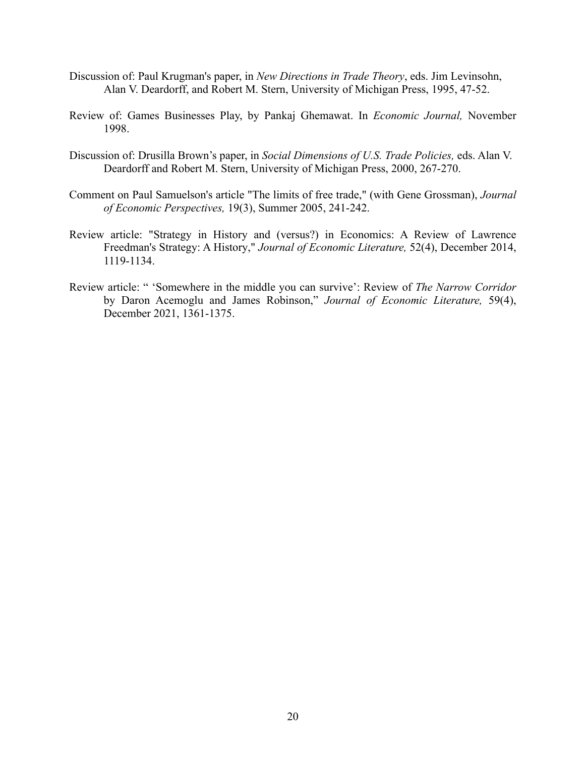Discussion of: Paul Krugman's paper, in *New Directions in Trade Theory*, eds. Jim Levinsohn, Alan V. Deardorff, and Robert M. Stern, University of Michigan Press, 1995, 47-52.

Review of: Games Businesses Play, by Pankaj Ghemawat. In *Economic Journal,* November 1998.

Discussion of: Drusilla Brown's paper, in *Social Dimensions of U.S. Trade Policies,* eds. Alan V. Deardorff and Robert M. Stern, University of Michigan Press, 2000, 267-270.

Comment on Paul Samuelson's article "The limits of free trade," (with Gene Grossman), *Journal of Economic Perspectives,* 19(3), Summer 2005, 241-242.

Review article: "Strategy in History and (versus?) in Economics: A Review of Lawrence Freedman's Strategy: A History," *Journal of Economic Literature,* 52(4), December 2014, 1119-1134.

Review article: " 'Somewhere in the middle you can survive': Review of *The Narrow Corridor* by Daron Acemoglu and James Robinson," *Journal of Economic Literature,* 59(4), December 2021, 1361-1375.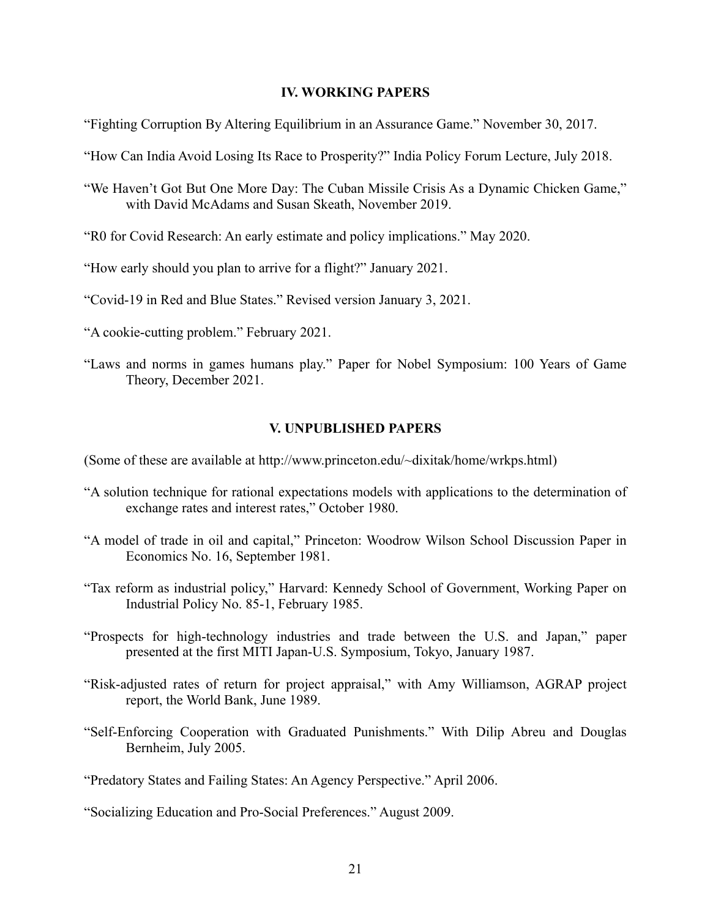## IV. WORKING PAPERS

"Fighting Corruption By Altering Equilibrium in an Assurance Game." November 30, 2017.

"How Can India Avoid Losing Its Race to Prosperity?" India Policy Forum Lecture, July 2018.

"We Haven't Got But One More Day: The Cuban Missile Crisis As a Dynamic Chicken Game," with David McAdams and Susan Skeath, November 2019.

"R0 for Covid Research: An early estimate and policy implications." May 2020.

"How early should you plan to arrive for a flight?" January 2021.

"Covid-19 in Red and Blue States." Revised version January 3, 2021.

"A cookie-cutting problem." February 2021.

"Laws and norms in games humans play." Paper for Nobel Symposium: 100 Years of Game Theory, December 2021.

## V. UNPUBLISHED PAPERS

(Some of these are available at http://www.princeton.edu/~dixitak/home/wrkps.html)

"A solution technique for rational expectations models with applications to the determination of exchange rates and interest rates," October 1980.

"A model of trade in oil and capital," Princeton: Woodrow Wilson School Discussion Paper in Economics No. 16, September 1981.

"Tax reform as industrial policy," Harvard: Kennedy School of Government, Working Paper on Industrial Policy No. 85-1, February 1985.

"Prospects for high-technology industries and trade between the U.S. and Japan," paper presented at the first MITI Japan-U.S. Symposium, Tokyo, January 1987.

"Risk-adjusted rates of return for project appraisal," with Amy Williamson, AGRAP project report, the World Bank, June 1989.

"Self-Enforcing Cooperation with Graduated Punishments." With Dilip Abreu and Douglas Bernheim, July 2005.

"Predatory States and Failing States: An Agency Perspective." April 2006.

"Socializing Education and Pro-Social Preferences." August 2009.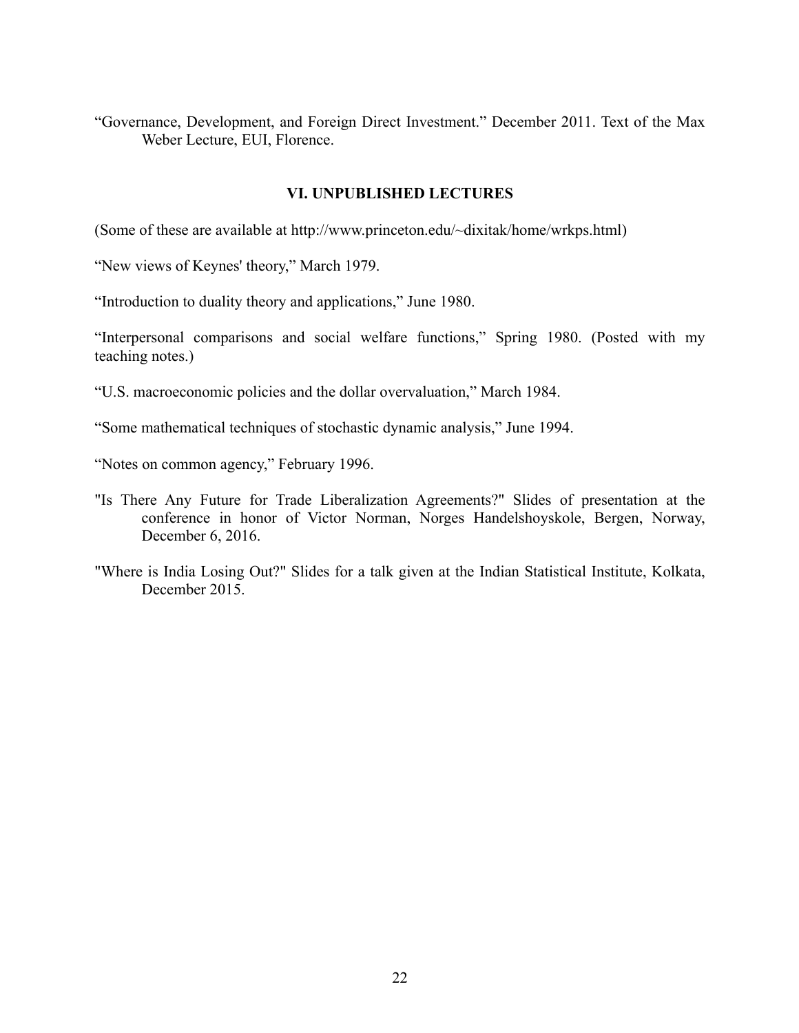“Governance, Development, and Foreign Direct Investment.” December 2011. Text of the Max Weber Lecture, EUI, Florence.

## VI. UNPUBLISHED LECTURES

(Some of these are available at http://www.princeton.edu/~dixitak/home/wrkps.html)

“New views of Keynes' theory,” March 1979.

“Introduction to duality theory and applications,” June 1980.

“Interpersonal comparisons and social welfare functions,” Spring 1980. (Posted with my teaching notes.)

“U.S. macroeconomic policies and the dollar overvaluation,” March 1984.

“Some mathematical techniques of stochastic dynamic analysis,” June 1994.

“Notes on common agency,” February 1996.

"Is There Any Future for Trade Liberalization Agreements?" Slides of presentation at the conference in honor of Victor Norman, Norges Handelshoyskole, Bergen, Norway, December 6, 2016.

"Where is India Losing Out?" Slides for a talk given at the Indian Statistical Institute, Kolkata, December 2015.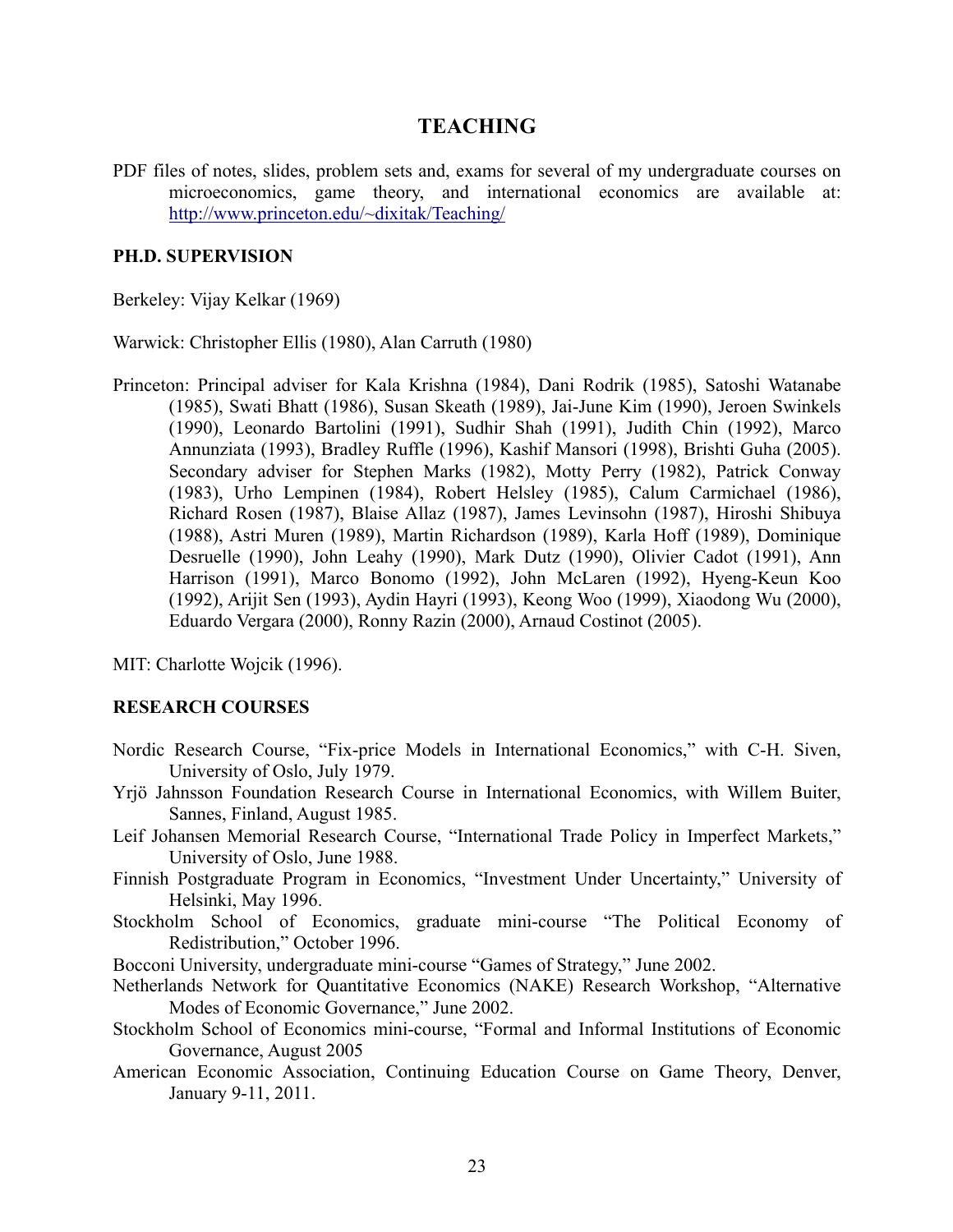## TEACHING

PDF files of notes, slides, problem sets and, exams for several of my undergraduate courses on microeconomics, game theory, and international economics are available at: http://www.princeton.edu/~dixitak/Teaching/

### PH.D. SUPERVISION

Berkeley: Vijay Kelkar (1969)

Warwick: Christopher Ellis (1980), Alan Carruth (1980)

Princeton: Principal adviser for Kala Krishna (1984), Dani Rodrik (1985), Satoshi Watanabe (1985), Swati Bhatt (1986), Susan Skeath (1989), Jai-June Kim (1990), Jeroen Swinkels (1990), Leonardo Bartolini (1991), Sudhir Shah (1991), Judith Chin (1992), Marco Annunziata (1993), Bradley Ruffle (1996), Kashif Mansori (1998), Brishti Guha (2005). Secondary adviser for Stephen Marks (1982), Motty Perry (1982), Patrick Conway (1983), Urho Lempinen (1984), Robert Helsley (1985), Calum Carmichael (1986), Richard Rosen (1987), Blaise Allaz (1987), James Levinsohn (1987), Hiroshi Shibuya (1988), Astri Muren (1989), Martin Richardson (1989), Karla Hoff (1989), Dominique Desruelle (1990), John Leahy (1990), Mark Dutz (1990), Olivier Cadot (1991), Ann Harrison (1991), Marco Bonomo (1992), John McLaren (1992), Hyeng-Keun Koo (1992), Arijit Sen (1993), Aydin Hayri (1993), Keong Woo (1999), Xiaodong Wu (2000), Eduardo Vergara (2000), Ronny Razin (2000), Arnaud Costinot (2005).

MIT: Charlotte Wojcik (1996).

### RESEARCH COURSES

Nordic Research Course, "Fix-price Models in International Economics," with C-H. Siven, University of Oslo, July 1979.

Yrjö Jahnsson Foundation Research Course in International Economics, with Willem Buiter, Sannes, Finland, August 1985.

Leif Johansen Memorial Research Course, "International Trade Policy in Imperfect Markets," University of Oslo, June 1988.

Finnish Postgraduate Program in Economics, "Investment Under Uncertainty," University of Helsinki, May 1996.

Stockholm School of Economics, graduate mini-course "The Political Economy of Redistribution," October 1996.

Bocconi University, undergraduate mini-course "Games of Strategy," June 2002.

Netherlands Network for Quantitative Economics (NAKE) Research Workshop, "Alternative Modes of Economic Governance," June 2002.

Stockholm School of Economics mini-course, "Formal and Informal Institutions of Economic Governance, August 2005

American Economic Association, Continuing Education Course on Game Theory, Denver, January 9-11, 2011.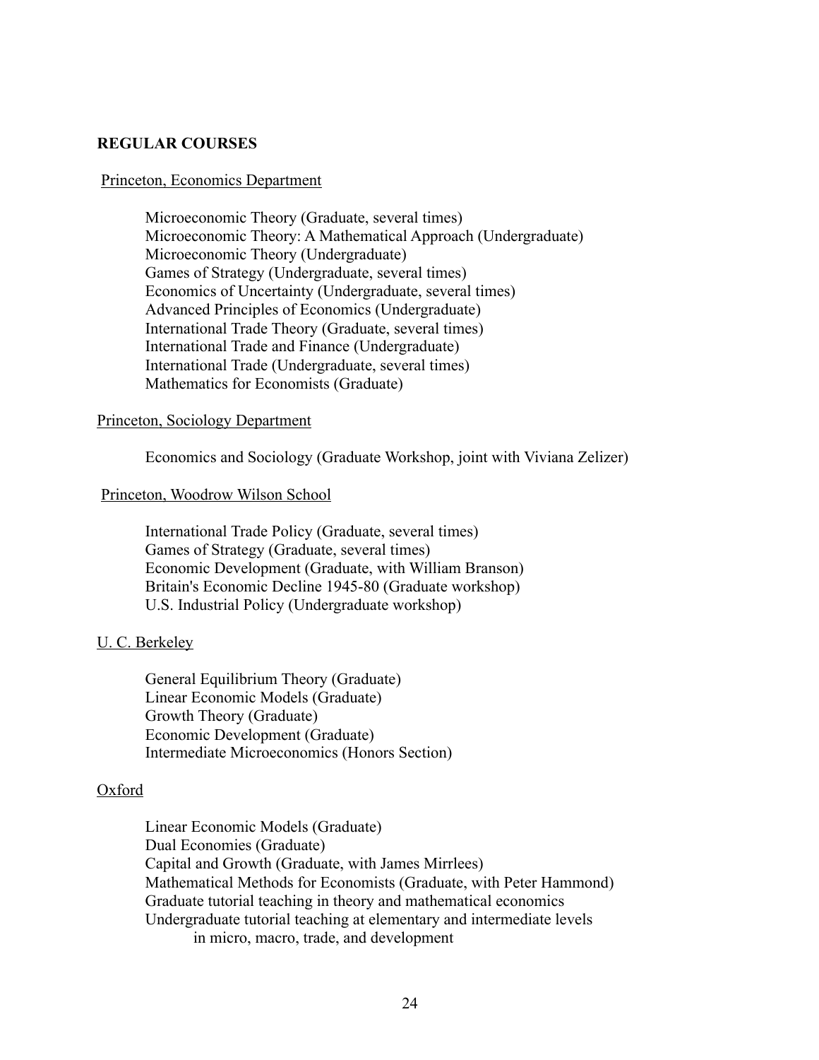## REGULAR COURSES

Princeton, Economics Department

Microeconomic Theory (Graduate, several times)
Microeconomic Theory: A Mathematical Approach (Undergraduate)
Microeconomic Theory (Undergraduate)
Games of Strategy (Undergraduate, several times)
Economics of Uncertainty (Undergraduate, several times)
Advanced Principles of Economics (Undergraduate)
International Trade Theory (Graduate, several times)
International Trade and Finance (Undergraduate)
International Trade (Undergraduate, several times)
Mathematics for Economists (Graduate)

Princeton, Sociology Department

Economics and Sociology (Graduate Workshop, joint with Viviana Zelizer)

Princeton, Woodrow Wilson School

International Trade Policy (Graduate, several times)
Games of Strategy (Graduate, several times)
Economic Development (Graduate, with William Branson)
Britain's Economic Decline 1945-80 (Graduate workshop)
U.S. Industrial Policy (Undergraduate workshop)

U. C. Berkeley

General Equilibrium Theory (Graduate)
Linear Economic Models (Graduate)
Growth Theory (Graduate)
Economic Development (Graduate)
Intermediate Microeconomics (Honors Section)

Oxford

Linear Economic Models (Graduate)
Dual Economies (Graduate)
Capital and Growth (Graduate, with James Mirrlees)
Mathematical Methods for Economists (Graduate, with Peter Hammond)
Graduate tutorial teaching in theory and mathematical economics
Undergraduate tutorial teaching at elementary and intermediate levels
in micro, macro, trade, and development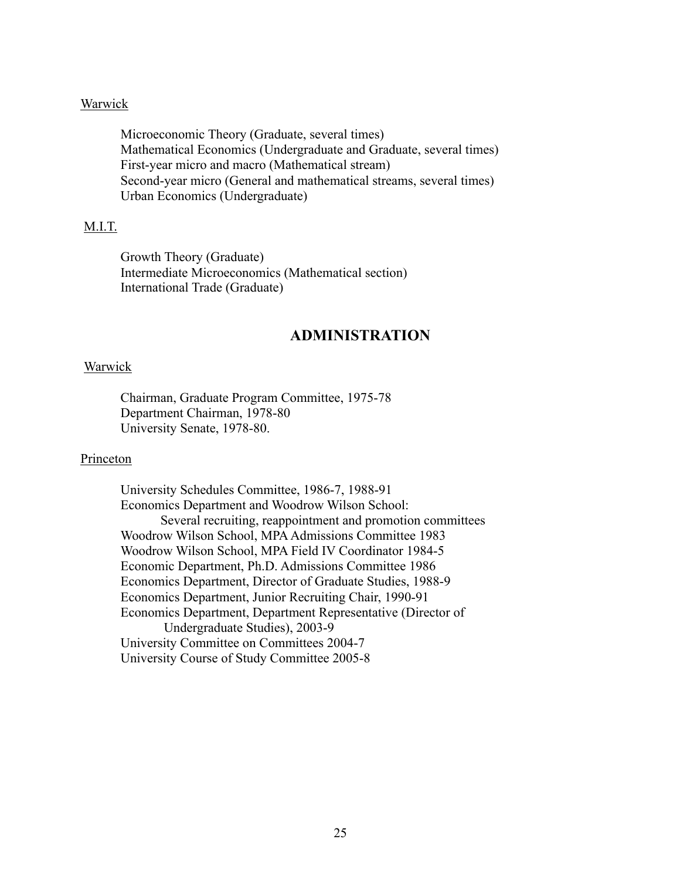Warwick

Microeconomic Theory (Graduate, several times)
Mathematical Economics (Undergraduate and Graduate, several times)
First-year micro and macro (Mathematical stream)
Second-year micro (General and mathematical streams, several times)
Urban Economics (Undergraduate)

M.I.T.

Growth Theory (Graduate)
Intermediate Microeconomics (Mathematical section)
International Trade (Graduate)

## ADMINISTRATION

Warwick

Chairman, Graduate Program Committee, 1975-78
Department Chairman, 1978-80
University Senate, 1978-80.

Princeton

University Schedules Committee, 1986-7, 1988-91
Economics Department and Woodrow Wilson School:
    Several recruiting, reappointment and promotion committees
Woodrow Wilson School, MPA Admissions Committee 1983
Woodrow Wilson School, MPA Field IV Coordinator 1984-5
Economic Department, Ph.D. Admissions Committee 1986
Economics Department, Director of Graduate Studies, 1988-9
Economics Department, Junior Recruiting Chair, 1990-91
Economics Department, Department Representative (Director of Undergraduate Studies), 2003-9
University Committee on Committees 2004-7
University Course of Study Committee 2005-8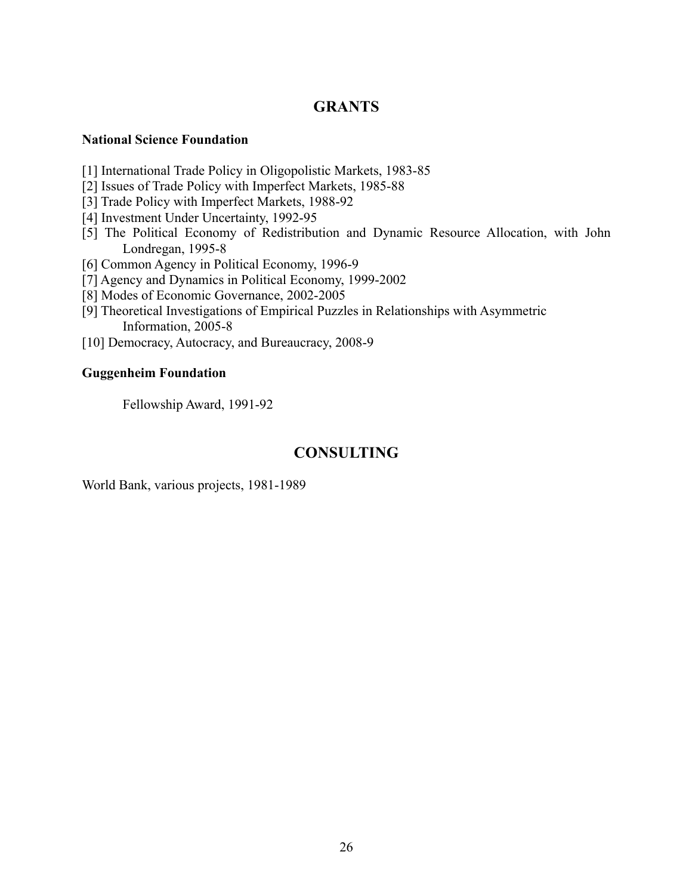## GRANTS

**National Science Foundation**

[1] International Trade Policy in Oligopolistic Markets, 1983-85
[2] Issues of Trade Policy with Imperfect Markets, 1985-88
[3] Trade Policy with Imperfect Markets, 1988-92
[4] Investment Under Uncertainty, 1992-95
[5] The Political Economy of Redistribution and Dynamic Resource Allocation, with John Londregan, 1995-8
[6] Common Agency in Political Economy, 1996-9
[7] Agency and Dynamics in Political Economy, 1999-2002
[8] Modes of Economic Governance, 2002-2005
[9] Theoretical Investigations of Empirical Puzzles in Relationships with Asymmetric Information, 2005-8
[10] Democracy, Autocracy, and Bureaucracy, 2008-9

**Guggenheim Foundation**

Fellowship Award, 1991-92

## CONSULTING

World Bank, various projects, 1981-1989